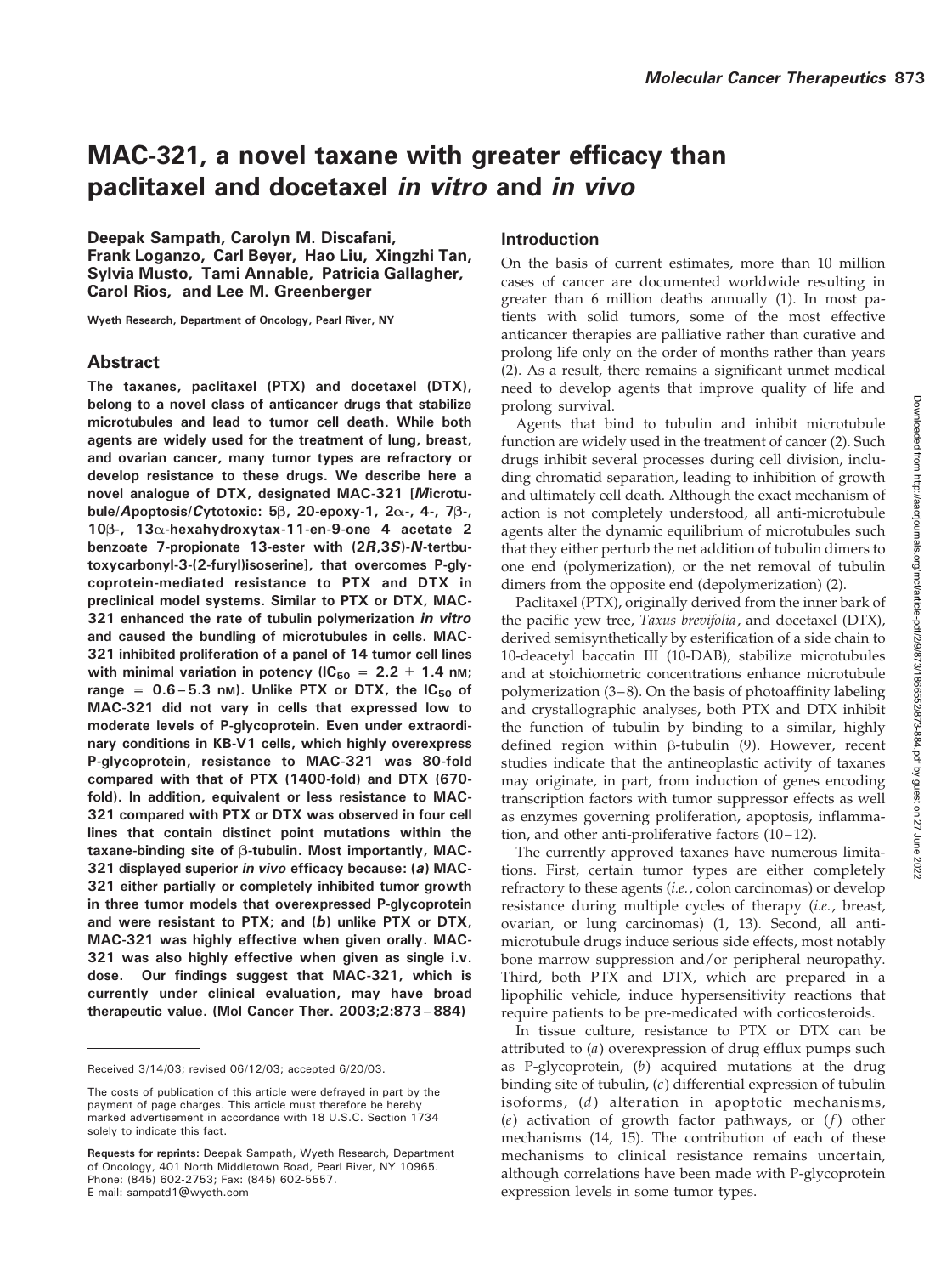# MAC-321, a novel taxane with greater efficacy than paclitaxel and docetaxel *in vitro* and *in vivo*

**Deepak Sampath, Carolyn M. Discafani, Frank Loganzo, Carl Beyer, Hao Liu, Xingzhi Tan, Sylvia Musto, Tami Annable, Patricia Gallagher, Carol Rios, and Lee M. Greenberger**

Wyeth Research, Department of Oncology, Pearl River, NY

## Abstract

**The taxanes, paclitaxel (PTX) and docetaxel (DTX), belong to a novel class of anticancer drugs that stabilize microtubules and lead to tumor cell death. While both agents are widely used for the treatment of lung, breast, and ovarian cancer, many tumor types are refractory or develop resistance to these drugs. We describe here a novel analogue of DTX, designated MAC-321 [*M*icrotubule/*A*poptosis/*C*ytotoxic: 5β, 20-epoxy-1, 2α-, 4-, 7β-, 10β-, 13α-hexahydroxytax-11-en-9-one 4 acetate 2 benzoate 7-propionate 13-ester with (2*R*,3*S*)-*N*-tertbutoxycarbonyl-3-(2-furyl)isoserine], that overcomes P-glycoprotein-mediated resistance to PTX and DTX in preclinical model systems. Similar to PTX or DTX, MAC-321 enhanced the rate of tubulin polymerization *in vitro* and caused the bundling of microtubules in cells. MAC-321 inhibited proliferation of a panel of 14 tumor cell lines with minimal variation in potency ($IC_{50}$ = 2.2 ± 1.4 nM; range = 0.6–5.3 nM). Unlike PTX or DTX, the $IC_{50}$ of MAC-321 did not vary in cells that expressed low to moderate levels of P-glycoprotein. Even under extraordinary conditions in KB-V1 cells, which highly overexpress P-glycoprotein, resistance to MAC-321 was 80-fold compared with that of PTX (1400-fold) and DTX (670-fold). In addition, equivalent or less resistance to MAC-321 compared with PTX or DTX was observed in four cell lines that contain distinct point mutations within the taxane-binding site of β-tubulin. Most importantly, MAC-321 displayed superior *in vivo* efficacy because: (*a*) MAC-321 either partially or completely inhibited tumor growth in three tumor models that overexpressed P-glycoprotein and were resistant to PTX; and (*b*) unlike PTX or DTX, MAC-321 was highly effective when given orally. MAC-321 was also highly effective when given as single i.v. dose. Our findings suggest that MAC-321, which is currently under clinical evaluation, may have broad therapeutic value. (Mol Cancer Ther. 2003;2:873–884)**

Received 3/14/03; revised 06/12/03; accepted 6/20/03.

The costs of publication of this article were defrayed in part by the payment of page charges. This article must therefore be hereby marked advertisement in accordance with 18 U.S.C. Section 1734 solely to indicate this fact.

**Requests for reprints:** Deepak Sampath, Wyeth Research, Department of Oncology, 401 North Middletown Road, Pearl River, NY 10965. Phone: (845) 602-2753; Fax: (845) 602-5557. E-mail: sampatd1@wyeth.com

## Introduction

On the basis of current estimates, more than 10 million cases of cancer are documented worldwide resulting in greater than 6 million deaths annually (1). In most patients with solid tumors, some of the most effective anticancer therapies are palliative rather than curative and prolong life only on the order of months rather than years (2). As a result, there remains a significant unmet medical need to develop agents that improve quality of life and prolong survival.

Agents that bind to tubulin and inhibit microtubule function are widely used in the treatment of cancer (2). Such drugs inhibit several processes during cell division, including chromatid separation, leading to inhibition of growth and ultimately cell death. Although the exact mechanism of action is not completely understood, all anti-microtubule agents alter the dynamic equilibrium of microtubules such that they either perturb the net addition of tubulin dimers to one end (polymerization), or the net removal of tubulin dimers from the opposite end (depolymerization) (2).

Paclitaxel (PTX), originally derived from the inner bark of the pacific yew tree, *Taxus brevifolia*, and docetaxel (DTX), derived semisynthetically by esterification of a side chain to 10-deacetyl baccatin III (10-DAB), stabilize microtubules and at stoichiometric concentrations enhance microtubule polymerization (3–8). On the basis of photoaffinity labeling and crystallographic analyses, both PTX and DTX inhibit the function of tubulin by binding to a similar, highly defined region within β-tubulin (9). However, recent studies indicate that the antineoplastic activity of taxanes may originate, in part, from induction of genes encoding transcription factors with tumor suppressor effects as well as enzymes governing proliferation, apoptosis, inflammation, and other anti-proliferative factors (10–12).

The currently approved taxanes have numerous limitations. First, certain tumor types are either completely refractory to these agents (*i.e.*, colon carcinomas) or develop resistance during multiple cycles of therapy (*i.e.*, breast, ovarian, or lung carcinomas) (1, 13). Second, all anti-microtubule drugs induce serious side effects, most notably bone marrow suppression and/or peripheral neuropathy. Third, both PTX and DTX, which are prepared in a lipophilic vehicle, induce hypersensitivity reactions that require patients to be pre-medicated with corticosteroids.

In tissue culture, resistance to PTX or DTX can be attributed to (*a*) overexpression of drug efflux pumps such as P-glycoprotein, (*b*) acquired mutations at the drug binding site of tubulin, (*c*) differential expression of tubulin isoforms, (*d*) alteration in apoptotic mechanisms, (*e*) activation of growth factor pathways, or (*f*) other mechanisms (14, 15). The contribution of each of these mechanisms to clinical resistance remains uncertain, although correlations have been made with P-glycoprotein expression levels in some tumor types.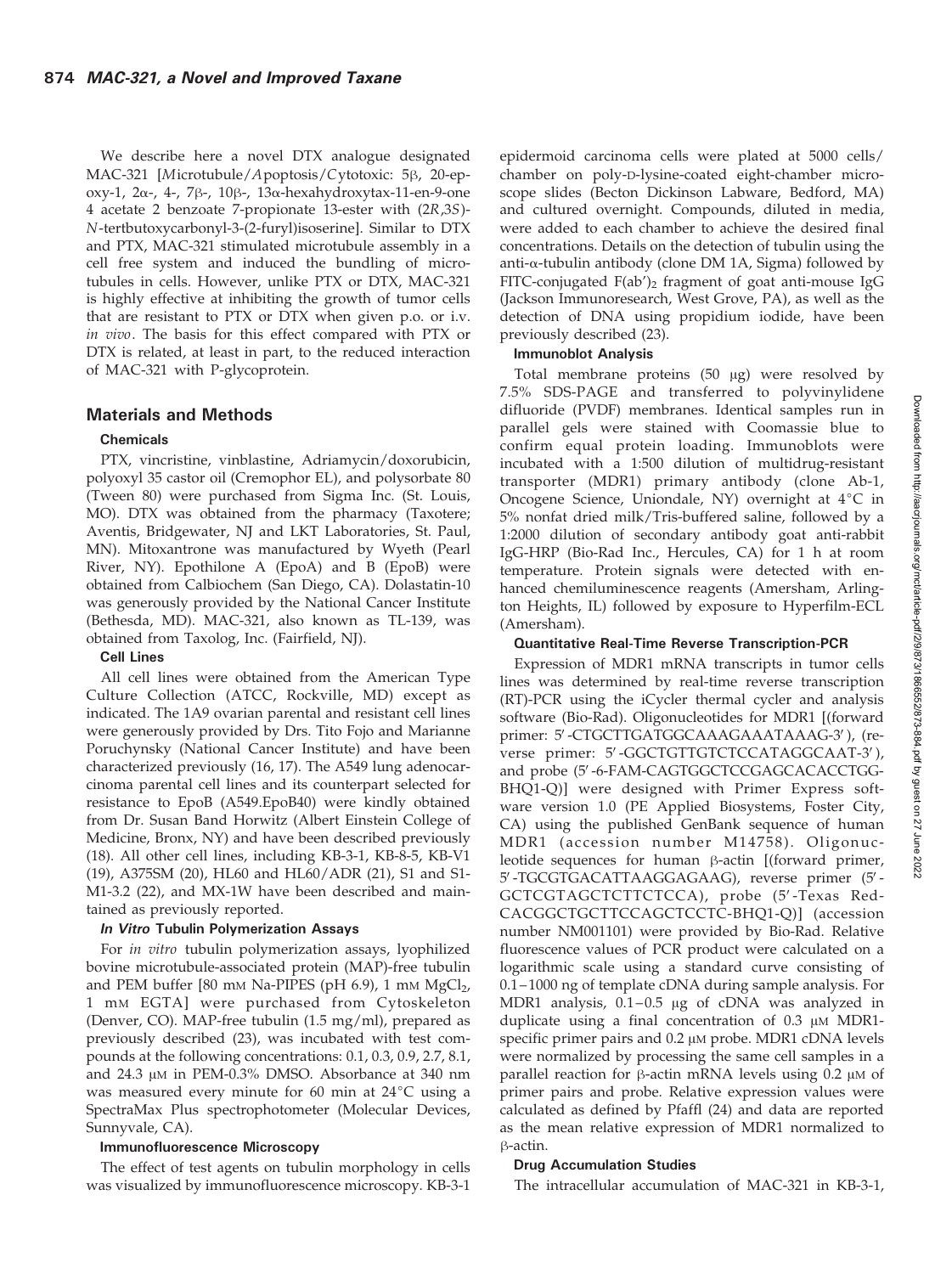We describe here a novel DTX analogue designated MAC-321 [*M*icrotubule/*A*poptosis/*C*ytotoxic: 5β, 20-epoxy-1, 2α-, 4-, 7β-, 10β-, 13α-hexahydroxytax-11-en-9-one 4 acetate 2 benzoate 7-propionate 13-ester with (2*R*,3*S*)-*N*-tertbutoxycarbonyl-3-(2-furyl)isoserine]. Similar to DTX and PTX, MAC-321 stimulated microtubule assembly in a cell free system and induced the bundling of microtubules in cells. However, unlike PTX or DTX, MAC-321 is highly effective at inhibiting the growth of tumor cells that are resistant to PTX or DTX when given p.o. or i.v. *in vivo*. The basis for this effect compared with PTX or DTX is related, at least in part, to the reduced interaction of MAC-321 with P-glycoprotein.

## Materials and Methods

### Chemicals

PTX, vincristine, vinblastine, Adriamycin/doxorubicin, polyoxyl 35 castor oil (Cremophor EL), and polysorbate 80 (Tween 80) were purchased from Sigma Inc. (St. Louis, MO). DTX was obtained from the pharmacy (Taxotere; Aventis, Bridgewater, NJ and LKT Laboratories, St. Paul, MN). Mitoxantrone was manufactured by Wyeth (Pearl River, NY). Epothilone A (EpoA) and B (EpoB) were obtained from Calbiochem (San Diego, CA). Dolastatin-10 was generously provided by the National Cancer Institute (Bethesda, MD). MAC-321, also known as TL-139, was obtained from Taxolog, Inc. (Fairfield, NJ).

### Cell Lines

All cell lines were obtained from the American Type Culture Collection (ATCC, Rockville, MD) except as indicated. The 1A9 ovarian parental and resistant cell lines were generously provided by Drs. Tito Fojo and Marianne Poruchynsky (National Cancer Institute) and have been characterized previously (16, 17). The A549 lung adenocarcinoma parental cell lines and its counterpart selected for resistance to EpoB (A549.EpoB40) were kindly obtained from Dr. Susan Band Horwitz (Albert Einstein College of Medicine, Bronx, NY) and have been described previously (18). All other cell lines, including KB-3-1, KB-8-5, KB-V1 (19), A375SM (20), HL60 and HL60/ADR (21), S1 and S1-M1-3.2 (22), and MX-1W have been described and maintained as previously reported.

### *In Vitro* Tubulin Polymerization Assays

For *in vitro* tubulin polymerization assays, lyophilized bovine microtubule-associated protein (MAP)-free tubulin and PEM buffer [80 mM Na-PIPES (pH 6.9), 1 mM $MgCl_2$, 1 mM EGTA] were purchased from Cytoskeleton (Denver, CO). MAP-free tubulin (1.5 mg/ml), prepared as previously described (23), was incubated with test compounds at the following concentrations: 0.1, 0.3, 0.9, 2.7, 8.1, and 24.3 μM in PEM-0.3% DMSO. Absorbance at 340 nm was measured every minute for 60 min at 24°C using a SpectraMax Plus spectrophotometer (Molecular Devices, Sunnyvale, CA).

### Immunofluorescence Microscopy

The effect of test agents on tubulin morphology in cells was visualized by immunofluorescence microscopy. KB-3-1 epidermoid carcinoma cells were plated at 5000 cells/chamber on poly-D-lysine-coated eight-chamber microscope slides (Becton Dickinson Labware, Bedford, MA) and cultured overnight. Compounds, diluted in media, were added to each chamber to achieve the desired final concentrations. Details on the detection of tubulin using the anti-α-tubulin antibody (clone DM 1A, Sigma) followed by FITC-conjugated $F(ab')_2$ fragment of goat anti-mouse IgG (Jackson Immunoresearch, West Grove, PA), as well as the detection of DNA using propidium iodide, have been previously described (23).

### Immunoblot Analysis

Total membrane proteins (50 μg) were resolved by 7.5% SDS-PAGE and transferred to polyvinylidene difluoride (PVDF) membranes. Identical samples run in parallel gels were stained with Coomassie blue to confirm equal protein loading. Immunoblots were incubated with a 1:500 dilution of multidrug-resistant transporter (MDR1) primary antibody (clone Ab-1, Oncogene Science, Uniondale, NY) overnight at 4°C in 5% nonfat dried milk/Tris-buffered saline, followed by a 1:2000 dilution of secondary antibody goat anti-rabbit IgG-HRP (Bio-Rad Inc., Hercules, CA) for 1 h at room temperature. Protein signals were detected with enhanced chemiluminescence reagents (Amersham, Arlington Heights, IL) followed by exposure to Hyperfilm-ECL (Amersham).

### Quantitative Real-Time Reverse Transcription-PCR

Expression of MDR1 mRNA transcripts in tumor cells lines was determined by real-time reverse transcription (RT)-PCR using the iCycler thermal cycler and analysis software (Bio-Rad). Oligonucleotides for MDR1 [(forward primer: 5′-CTGCTTGATGGCAAAGAAATAAAG-3′), (reverse primer: 5′-GGCTGTTGTCTCCATAGGCAAT-3′), and probe (5′-6-FAM-CAGTGGCTCCGAGCACACCTGG-BHQ1-Q)] were designed with Primer Express software version 1.0 (PE Applied Biosystems, Foster City, CA) using the published GenBank sequence of human MDR1 (accession number M14758). Oligonucleotide sequences for human β-actin [(forward primer, 5′-TGCGTGACATTAAGGAGAAG), reverse primer (5′-GCTCGTAGCTCTTCTCCA), probe (5′-Texas Red-CACGGCTGCTTCCAGCTCCTC-BHQ1-Q)] (accession number NM001101) were provided by Bio-Rad. Relative fluorescence values of PCR product were calculated on a logarithmic scale using a standard curve consisting of 0.1–1000 ng of template cDNA during sample analysis. For MDR1 analysis, 0.1–0.5 μg of cDNA was analyzed in duplicate using a final concentration of 0.3 μM MDR1-specific primer pairs and 0.2 μM probe. MDR1 cDNA levels were normalized by processing the same cell samples in a parallel reaction for β-actin mRNA levels using 0.2 μM of primer pairs and probe. Relative expression values were calculated as defined by Pfaffl (24) and data are reported as the mean relative expression of MDR1 normalized to β-actin.

### Drug Accumulation Studies

The intracellular accumulation of MAC-321 in KB-3-1,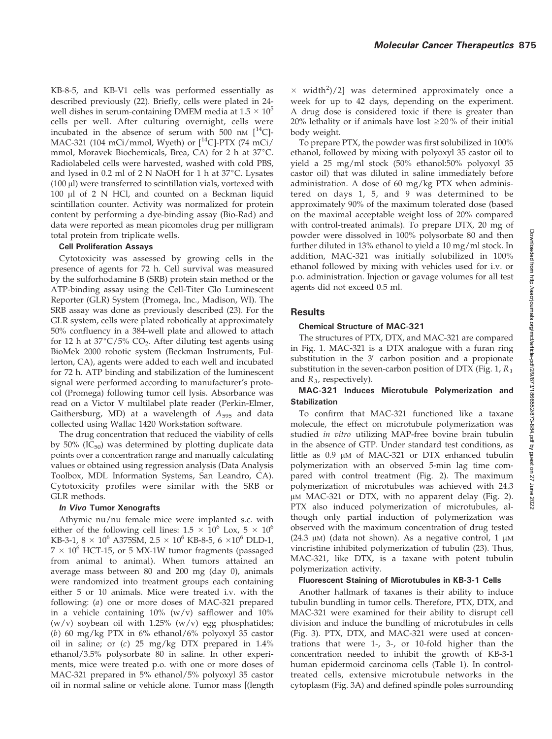KB-8-5, and KB-V1 cells was performed essentially as described previously (22). Briefly, cells were plated in 24-well dishes in serum-containing DMEM media at $1.5 \times 10^5$ cells per well. After culturing overnight, cells were incubated in the absence of serum with 500 nM [$^{14}$C]-MAC-321 (104 mCi/mmol, Wyeth) or [$^{14}$C]-PTX (74 mCi/mmol, Moravek Biochemicals, Brea, CA) for 2 h at 37°C. Radiolabeled cells were harvested, washed with cold PBS, and lysed in 0.2 ml of 2 N NaOH for 1 h at 37°C. Lysates (100 µl) were transferred to scintillation vials, vortexed with 100 µl of 2 N HCl, and counted on a Beckman liquid scintillation counter. Activity was normalized for protein content by performing a dye-binding assay (Bio-Rad) and data were reported as mean picomoles drug per milligram total protein from triplicate wells.

#### Cell Proliferation Assays

Cytotoxicity was assessed by growing cells in the presence of agents for 72 h. Cell survival was measured by the sulforhodamine B (SRB) protein stain method or the ATP-binding assay using the Cell-Titer Glo Luminescent Reporter (GLR) System (Promega, Inc., Madison, WI). The SRB assay was done as previously described (23). For the GLR system, cells were plated robotically at approximately 50% confluency in a 384-well plate and allowed to attach for 12 h at 37°C/5% $CO_2$. After diluting test agents using BioMek 2000 robotic system (Beckman Instruments, Fullerton, CA), agents were added to each well and incubated for 72 h. ATP binding and stabilization of the luminescent signal were performed according to manufacturer's protocol (Promega) following tumor cell lysis. Absorbance was read on a Victor V multilabel plate reader (Perkin-Elmer, Gaithersburg, MD) at a wavelength of $A_{595}$ and data collected using Wallac 1420 Workstation software.

The drug concentration that reduced the viability of cells by 50% ($IC_{50}$) was determined by plotting duplicate data points over a concentration range and manually calculating values or obtained using regression analysis (Data Analysis Toolbox, MDL Information Systems, San Leandro, CA). Cytotoxicity profiles were similar with the SRB or GLR methods.

#### *In Vivo* Tumor Xenografts

Athymic nu/nu female mice were implanted s.c. with either of the following cell lines: $1.5 \times 10^6$ Lox, $5 \times 10^6$ KB-3-1, $8 \times 10^6$ A375SM, $2.5 \times 10^6$ KB-8-5, $6 \times 10^6$ DLD-1, $7 \times 10^6$ HCT-15, or 5 MX-1W tumor fragments (passaged from animal to animal). When tumors attained an average mass between 80 and 200 mg (day 0), animals were randomized into treatment groups each containing either 5 or 10 animals. Mice were treated i.v. with the following: (*a*) one or more doses of MAC-321 prepared in a vehicle containing 10% (w/v) safflower and 10% (w/v) soybean oil with 1.25% (w/v) egg phosphatides; (*b*) 60 mg/kg PTX in 6% ethanol/6% polyoxyl 35 castor oil in saline; or (*c*) 25 mg/kg DTX prepared in 1.4% ethanol/3.5% polysorbate 80 in saline. In other experiments, mice were treated p.o. with one or more doses of MAC-321 prepared in 5% ethanol/5% polyoxyl 35 castor oil in normal saline or vehicle alone. Tumor mass [(length $\times$ width$^2$)/2] was determined approximately once a week for up to 42 days, depending on the experiment. A drug dose is considered toxic if there is greater than 20% lethality or if animals have lost $\geq$20% of their initial body weight.

To prepare PTX, the powder was first solubilized in 100% ethanol, followed by mixing with polyoxyl 35 castor oil to yield a 25 mg/ml stock (50% ethanol:50% polyoxyl 35 castor oil) that was diluted in saline immediately before administration. A dose of 60 mg/kg PTX when administered on days 1, 5, and 9 was determined to be approximately 90% of the maximum tolerated dose (based on the maximal acceptable weight loss of 20% compared with control-treated animals). To prepare DTX, 20 mg of powder were dissolved in 100% polysorbate 80 and then further diluted in 13% ethanol to yield a 10 mg/ml stock. In addition, MAC-321 was initially solubilized in 100% ethanol followed by mixing with vehicles used for i.v. or p.o. administration. Injection or gavage volumes for all test agents did not exceed 0.5 ml.

## Results

#### Chemical Structure of MAC-321

The structures of PTX, DTX, and MAC-321 are compared in Fig. 1. MAC-321 is a DTX analogue with a furan ring substitution in the 3′ carbon position and a propionate substitution in the seven-carbon position of DTX (Fig. 1, $R_1$ and $R_3$, respectively).

#### MAC-321 Induces Microtubule Polymerization and Stabilization

To confirm that MAC-321 functioned like a taxane molecule, the effect on microtubule polymerization was studied *in vitro* utilizing MAP-free bovine brain tubulin in the absence of GTP. Under standard test conditions, as little as 0.9 µM of MAC-321 or DTX enhanced tubulin polymerization with an observed 5-min lag time compared with control treatment (Fig. 2). The maximum polymerization of microtubules was achieved with 24.3 µM MAC-321 or DTX, with no apparent delay (Fig. 2). PTX also induced polymerization of microtubules, although only partial induction of polymerization was observed with the maximum concentration of drug tested (24.3 µM) (data not shown). As a negative control, 1 µM vincristine inhibited polymerization of tubulin (23). Thus, MAC-321, like DTX, is a taxane with potent tubulin polymerization activity.

#### Fluorescent Staining of Microtubules in KB-3-1 Cells

Another hallmark of taxanes is their ability to induce tubulin bundling in tumor cells. Therefore, PTX, DTX, and MAC-321 were examined for their ability to disrupt cell division and induce the bundling of microtubules in cells (Fig. 3). PTX, DTX, and MAC-321 were used at concentrations that were 1-, 3-, or 10-fold higher than the concentration needed to inhibit the growth of KB-3-1 human epidermoid carcinoma cells (Table 1). In control-treated cells, extensive microtubule networks in the cytoplasm (Fig. 3A) and defined spindle poles surrounding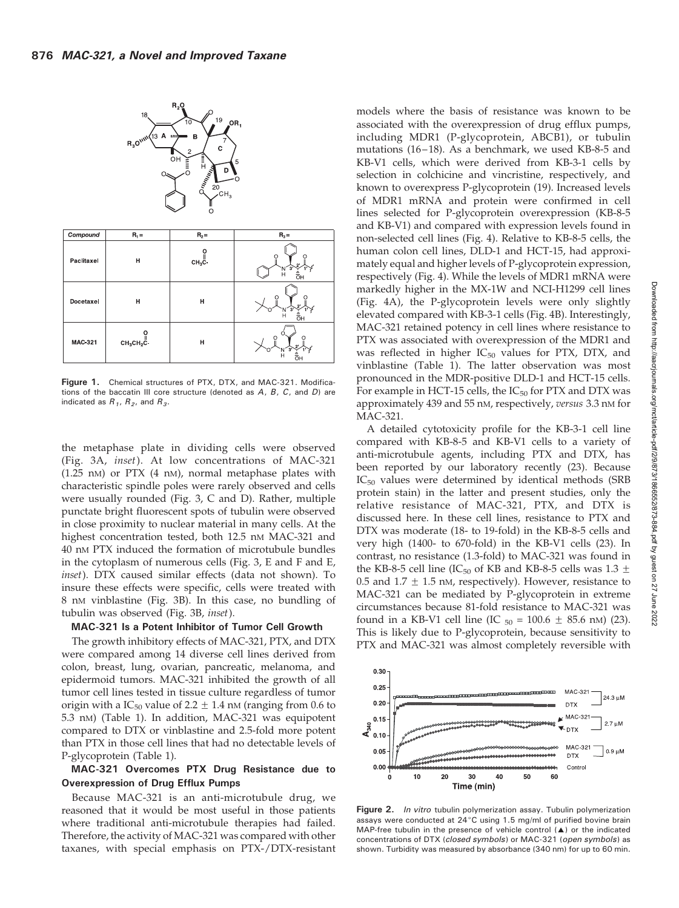| Compound | $R_1$ = | $R_2$ = | $R_3$ = |
|---|---|---|---|
| Paclitaxel | H | $CH_3C(O)$- | |
| Docetaxel | H | H | |
| MAC-321 | $CH_3CH_2C(O)$- | H | |

**Figure 1.** Chemical structures of PTX, DTX, and MAC-321. Modifications of the baccatin III core structure (denoted as *A*, *B*, *C*, and *D*) are indicated as $R_1$, $R_2$, and $R_3$.

the metaphase plate in dividing cells were observed (Fig. 3A, *inset*). At low concentrations of MAC-321 (1.25 nM) or PTX (4 nM), normal metaphase plates with characteristic spindle poles were rarely observed and cells were usually rounded (Fig. 3, C and D). Rather, multiple punctate bright fluorescent spots of tubulin were observed in close proximity to nuclear material in many cells. At the highest concentration tested, both 12.5 nM MAC-321 and 40 nM PTX induced the formation of microtubule bundles in the cytoplasm of numerous cells (Fig. 3, E and F and E, *inset*). DTX caused similar effects (data not shown). To insure these effects were specific, cells were treated with 8 nM vinblastine (Fig. 3B). In this case, no bundling of tubulin was observed (Fig. 3B, *inset*).

### MAC-321 Is a Potent Inhibitor of Tumor Cell Growth

The growth inhibitory effects of MAC-321, PTX, and DTX were compared among 14 diverse cell lines derived from colon, breast, lung, ovarian, pancreatic, melanoma, and epidermoid tumors. MAC-321 inhibited the growth of all tumor cell lines tested in tissue culture regardless of tumor origin with a $IC_{50}$ value of 2.2 ± 1.4 nM (ranging from 0.6 to 5.3 nM) (Table 1). In addition, MAC-321 was equipotent compared to DTX or vinblastine and 2.5-fold more potent than PTX in those cell lines that had no detectable levels of P-glycoprotein (Table 1).

### MAC-321 Overcomes PTX Drug Resistance due to Overexpression of Drug Efflux Pumps

Because MAC-321 is an anti-microtubule drug, we reasoned that it would be most useful in those patients where traditional anti-microtubule therapies had failed. Therefore, the activity of MAC-321 was compared with other taxanes, with special emphasis on PTX-/DTX-resistant models where the basis of resistance was known to be associated with the overexpression of drug efflux pumps, including MDR1 (P-glycoprotein, ABCB1), or tubulin mutations (16–18). As a benchmark, we used KB-8-5 and KB-V1 cells, which were derived from KB-3-1 cells by selection in colchicine and vincristine, respectively, and known to overexpress P-glycoprotein (19). Increased levels of MDR1 mRNA and protein were confirmed in cell lines selected for P-glycoprotein overexpression (KB-8-5 and KB-V1) and compared with expression levels found in non-selected cell lines (Fig. 4). Relative to KB-8-5 cells, the human colon cell lines, DLD-1 and HCT-15, had approximately equal and higher levels of P-glycoprotein expression, respectively (Fig. 4). While the levels of MDR1 mRNA were markedly higher in the MX-1W and NCI-H1299 cell lines (Fig. 4A), the P-glycoprotein levels were only slightly elevated compared with KB-3-1 cells (Fig. 4B). Interestingly, MAC-321 retained potency in cell lines where resistance to PTX was associated with overexpression of the MDR1 and was reflected in higher $IC_{50}$ values for PTX, DTX, and vinblastine (Table 1). The latter observation was most pronounced in the MDR-positive DLD-1 and HCT-15 cells. For example in HCT-15 cells, the $IC_{50}$ for PTX and DTX was approximately 439 and 55 nM, respectively, *versus* 3.3 nM for MAC-321.

A detailed cytotoxicity profile for the KB-3-1 cell line compared with KB-8-5 and KB-V1 cells to a variety of anti-microtubule agents, including PTX and DTX, has been reported by our laboratory recently (23). Because $IC_{50}$ values were determined by identical methods (SRB protein stain) in the latter and present studies, only the relative resistance of MAC-321, PTX, and DTX is discussed here. In these cell lines, resistance to PTX and DTX was moderate (18- to 19-fold) in the KB-8-5 cells and very high (1400- to 670-fold) in the KB-V1 cells (23). In contrast, no resistance (1.3-fold) to MAC-321 was found in the KB-8-5 cell line ($IC_{50}$ of KB and KB-8-5 cells was 1.3 ± 0.5 and 1.7 ± 1.5 nM, respectively). However, resistance to MAC-321 can be mediated by P-glycoprotein in extreme circumstances because 81-fold resistance to MAC-321 was found in a KB-V1 cell line ($IC_{50}$ = 100.6 ± 85.6 nM) (23). This is likely due to P-glycoprotein, because sensitivity to PTX and MAC-321 was almost completely reversible with

**Figure 2.** *In vitro* tubulin polymerization assay. Tubulin polymerization assays were conducted at 24°C using 1.5 mg/ml of purified bovine brain MAP-free tubulin in the presence of vehicle control (▲) or the indicated concentrations of DTX (*closed symbols*) or MAC-321 (*open symbols*) as shown. Turbidity was measured by absorbance (340 nm) for up to 60 min.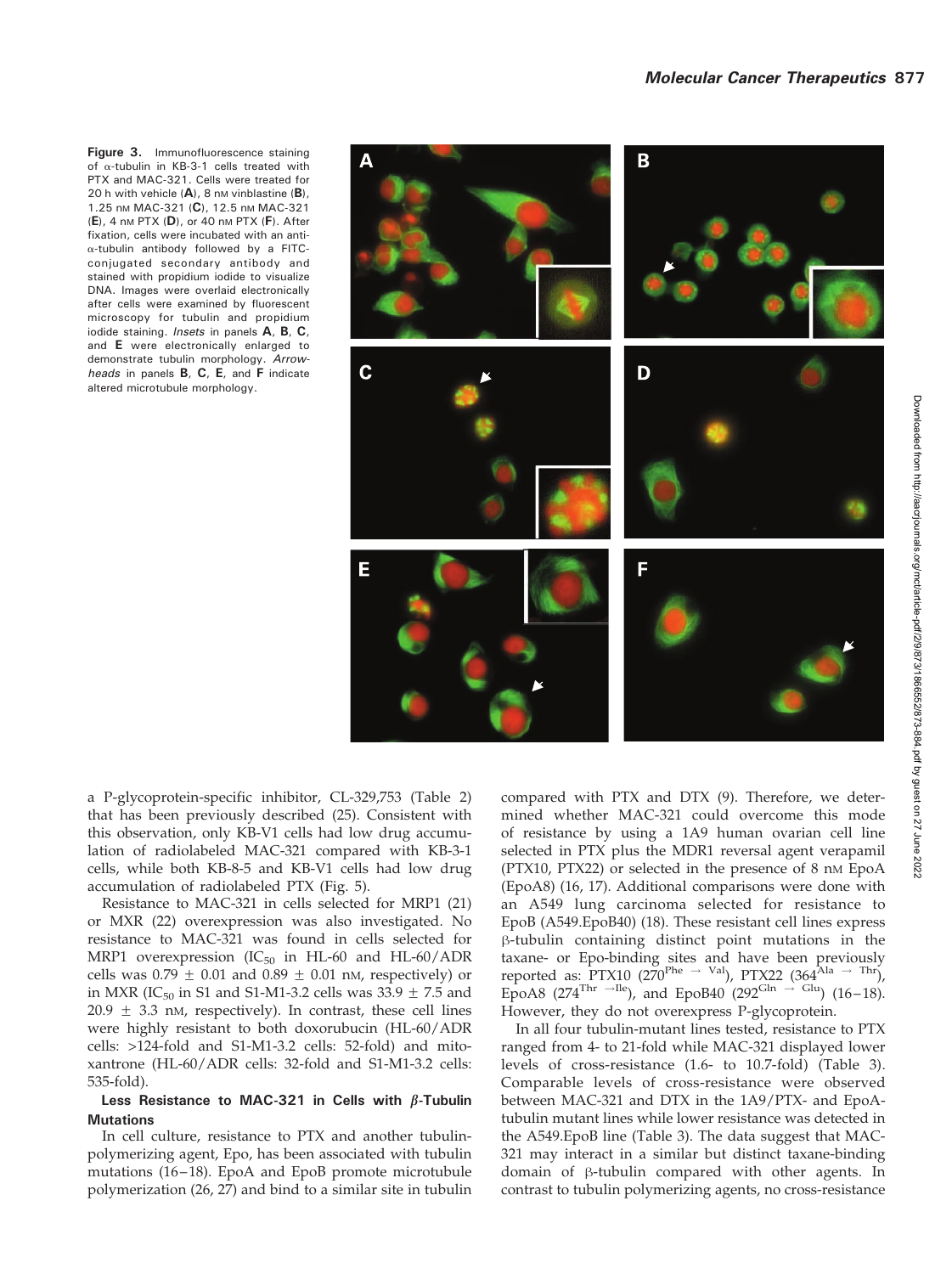**Figure 3.** Immunofluorescence staining of α-tubulin in KB-3-1 cells treated with PTX and MAC-321. Cells were treated for 20 h with vehicle (**A**), 8 nM vinblastine (**B**), 1.25 nM MAC-321 (**C**), 12.5 nM MAC-321 (**E**), 4 nM PTX (**D**), or 40 nM PTX (**F**). After fixation, cells were incubated with an anti-α-tubulin antibody followed by a FITC-conjugated secondary antibody and stained with propidium iodide to visualize DNA. Images were overlaid electronically after cells were examined by fluorescent microscopy for tubulin and propidium iodide staining. *Insets* in panels **A**, **B**, **C**, and **E** were electronically enlarged to demonstrate tubulin morphology. *Arrowheads* in panels **B**, **C**, **E**, and **F** indicate altered microtubule morphology.

a P-glycoprotein-specific inhibitor, CL-329,753 (Table 2) that has been previously described (25). Consistent with this observation, only KB-V1 cells had low drug accumulation of radiolabeled MAC-321 compared with KB-3-1 cells, while both KB-8-5 and KB-V1 cells had low drug accumulation of radiolabeled PTX (Fig. 5).

Resistance to MAC-321 in cells selected for MRP1 (21) or MXR (22) overexpression was also investigated. No resistance to MAC-321 was found in cells selected for MRP1 overexpression ($IC_{50}$ in HL-60 and HL-60/ADR cells was 0.79 ± 0.01 and 0.89 ± 0.01 nM, respectively) or in MXR ($IC_{50}$ in S1 and S1-M1-3.2 cells was 33.9 ± 7.5 and 20.9 ± 3.3 nM, respectively). In contrast, these cell lines were highly resistant to both doxorubicin (HL-60/ADR cells: >124-fold and S1-M1-3.2 cells: 52-fold) and mitoxantrone (HL-60/ADR cells: 32-fold and S1-M1-3.2 cells: 535-fold).

### Less Resistance to MAC-321 in Cells with β-Tubulin Mutations

In cell culture, resistance to PTX and another tubulin-polymerizing agent, Epo, has been associated with tubulin mutations (16–18). EpoA and EpoB promote microtubule polymerization (26, 27) and bind to a similar site in tubulin compared with PTX and DTX (9). Therefore, we determined whether MAC-321 could overcome this mode of resistance by using a 1A9 human ovarian cell line selected in PTX plus the MDR1 reversal agent verapamil (PTX10, PTX22) or selected in the presence of 8 nM EpoA (EpoA8) (16, 17). Additional comparisons were done with an A549 lung carcinoma selected for resistance to EpoB (A549.EpoB40) (18). These resistant cell lines express β-tubulin containing distinct point mutations in the taxane- or Epo-binding sites and have been previously reported as: PTX10 ($270^{Phe \rightarrow Val}$), PTX22 ($364^{Ala \rightarrow Thr}$), EpoA8 ($274^{Thr \rightarrow Ile}$), and EpoB40 ($292^{Gln \rightarrow Glu}$) (16–18). However, they do not overexpress P-glycoprotein.

In all four tubulin-mutant lines tested, resistance to PTX ranged from 4- to 21-fold while MAC-321 displayed lower levels of cross-resistance (1.6- to 10.7-fold) (Table 3). Comparable levels of cross-resistance were observed between MAC-321 and DTX in the 1A9/PTX- and EpoA-tubulin mutant lines while lower resistance was detected in the A549.EpoB line (Table 3). The data suggest that MAC-321 may interact in a similar but distinct taxane-binding domain of β-tubulin compared with other agents. In contrast to tubulin polymerizing agents, no cross-resistance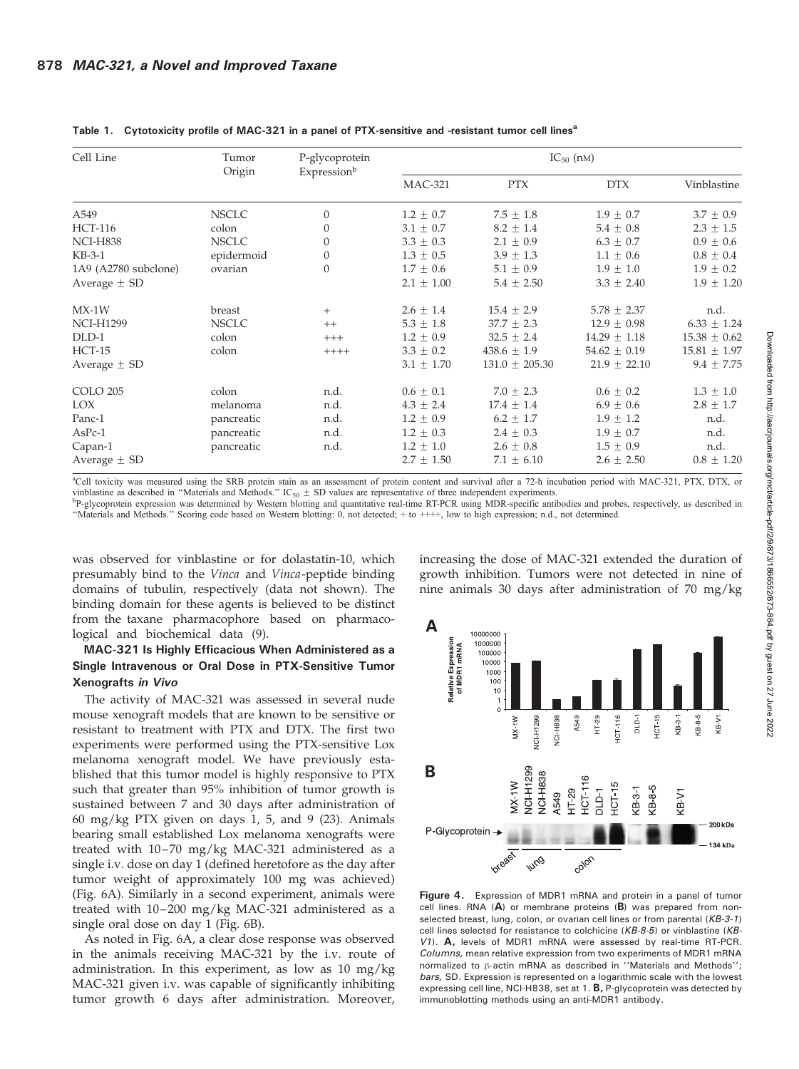**Table 1. Cytotoxicity profile of MAC-321 in a panel of PTX-sensitive and -resistant tumor cell lines[a]**

| Cell Line | Tumor Origin | P-glycoprotein Expression[b] | $IC_{50}$ (nM) | | | |
|---|---|---|---|---|---|---|
| | | | MAC-321 | PTX | DTX | Vinblastine |
| A549 | NSCLC | 0 | 1.2 ± 0.7 | 7.5 ± 1.8 | 1.9 ± 0.7 | 3.7 ± 0.9 |
| HCT-116 | colon | 0 | 3.1 ± 0.7 | 8.2 ± 1.4 | 5.4 ± 0.8 | 2.3 ± 1.5 |
| NCI-H838 | NSCLC | 0 | 3.3 ± 0.3 | 2.1 ± 0.9 | 6.3 ± 0.7 | 0.9 ± 0.6 |
| KB-3-1 | epidermoid | 0 | 1.3 ± 0.5 | 3.9 ± 1.3 | 1.1 ± 0.6 | 0.8 ± 0.4 |
| 1A9 (A2780 subclone) | ovarian | 0 | 1.7 ± 0.6 | 5.1 ± 0.9 | 1.9 ± 1.0 | 1.9 ± 0.2 |
| Average ± SD | | | 2.1 ± 1.00 | 5.4 ± 2.50 | 3.3 ± 2.40 | 1.9 ± 1.20 |
| MX-1W | breast | + | 2.6 ± 1.4 | 15.4 ± 2.9 | 5.78 ± 2.37 | n.d. |
| NCI-H1299 | NSCLC | ++ | 5.3 ± 1.8 | 37.7 ± 2.3 | 12.9 ± 0.98 | 6.33 ± 1.24 |
| DLD-1 | colon | +++ | 1.2 ± 0.9 | 32.5 ± 2.4 | 14.29 ± 1.18 | 15.38 ± 0.62 |
| HCT-15 | colon | ++++ | 3.3 ± 0.2 | 438.6 ± 1.9 | 54.62 ± 0.19 | 15.81 ± 1.97 |
| Average ± SD | | | 3.1 ± 1.70 | 131.0 ± 205.30 | 21.9 ± 22.10 | 9.4 ± 7.75 |
| COLO 205 | colon | n.d. | 0.6 ± 0.1 | 7.0 ± 2.3 | 0.6 ± 0.2 | 1.3 ± 1.0 |
| LOX | melanoma | n.d. | 4.3 ± 2.4 | 17.4 ± 1.4 | 6.9 ± 0.6 | 2.8 ± 1.7 |
| Panc-1 | pancreatic | n.d. | 1.2 ± 0.9 | 6.2 ± 1.7 | 1.9 ± 1.2 | n.d. |
| AsPc-1 | pancreatic | n.d. | 1.2 ± 0.3 | 2.4 ± 0.3 | 1.9 ± 0.7 | n.d. |
| Capan-1 | pancreatic | n.d. | 1.2 ± 1.0 | 2.6 ± 0.8 | 1.5 ± 0.9 | n.d. |
| Average ± SD | | | 2.7 ± 1.50 | 7.1 ± 6.10 | 2.6 ± 2.50 | 0.8 ± 1.20 |

[a]Cell toxicity was measured using the SRB protein stain as an assessment of protein content and survival after a 72-h incubation period with MAC-321, PTX, DTX, or vinblastine as described in "Materials and Methods." $IC_{50}$ ± SD values are representative of three independent experiments.
[b]P-glycoprotein expression was determined by Western blotting and quantitative real-time RT-PCR using MDR-specific antibodies and probes, respectively, as described in "Materials and Methods." Scoring code based on Western blotting: 0, not detected; + to ++++, low to high expression; n.d., not determined.

was observed for vinblastine or for dolastatin-10, which presumably bind to the *Vinca* and *Vinca*-peptide binding domains of tubulin, respectively (data not shown). The binding domain for these agents is believed to be distinct from the taxane pharmacophore based on pharmacological and biochemical data (9).

### MAC-321 Is Highly Efficacious When Administered as a Single Intravenous or Oral Dose in PTX-Sensitive Tumor Xenografts *in Vivo*

The activity of MAC-321 was assessed in several nude mouse xenograft models that are known to be sensitive or resistant to treatment with PTX and DTX. The first two experiments were performed using the PTX-sensitive Lox melanoma xenograft model. We have previously established that this tumor model is highly responsive to PTX such that greater than 95% inhibition of tumor growth is sustained between 7 and 30 days after administration of 60 mg/kg PTX given on days 1, 5, and 9 (23). Animals bearing small established Lox melanoma xenografts were treated with 10–70 mg/kg MAC-321 administered as a single i.v. dose on day 1 (defined heretofore as the day after tumor weight of approximately 100 mg was achieved) (Fig. 6A). Similarly in a second experiment, animals were treated with 10–200 mg/kg MAC-321 administered as a single oral dose on day 1 (Fig. 6B).

As noted in Fig. 6A, a clear dose response was observed in the animals receiving MAC-321 by the i.v. route of administration. In this experiment, as low as 10 mg/kg MAC-321 given i.v. was capable of significantly inhibiting tumor growth 6 days after administration. Moreover, increasing the dose of MAC-321 extended the duration of growth inhibition. Tumors were not detected in nine of nine animals 30 days after administration of 70 mg/kg

**Figure 4.** Expression of MDR1 mRNA and protein in a panel of tumor cell lines. RNA (**A**) or membrane proteins (**B**) was prepared from non-selected breast, lung, colon, or ovarian cell lines or from parental (*KB-3-1*) cell lines selected for resistance to colchicine (*KB-8-5*) or vinblastine (*KB-V1*). **A,** levels of MDR1 mRNA were assessed by real-time RT-PCR. *Columns,* mean relative expression from two experiments of MDR1 mRNA normalized to β-actin mRNA as described in "Materials and Methods"; *bars,* SD. Expression is represented on a logarithmic scale with the lowest expressing cell line, NCI-H838, set at 1. **B,** P-glycoprotein was detected by immunoblotting methods using an anti-MDR1 antibody.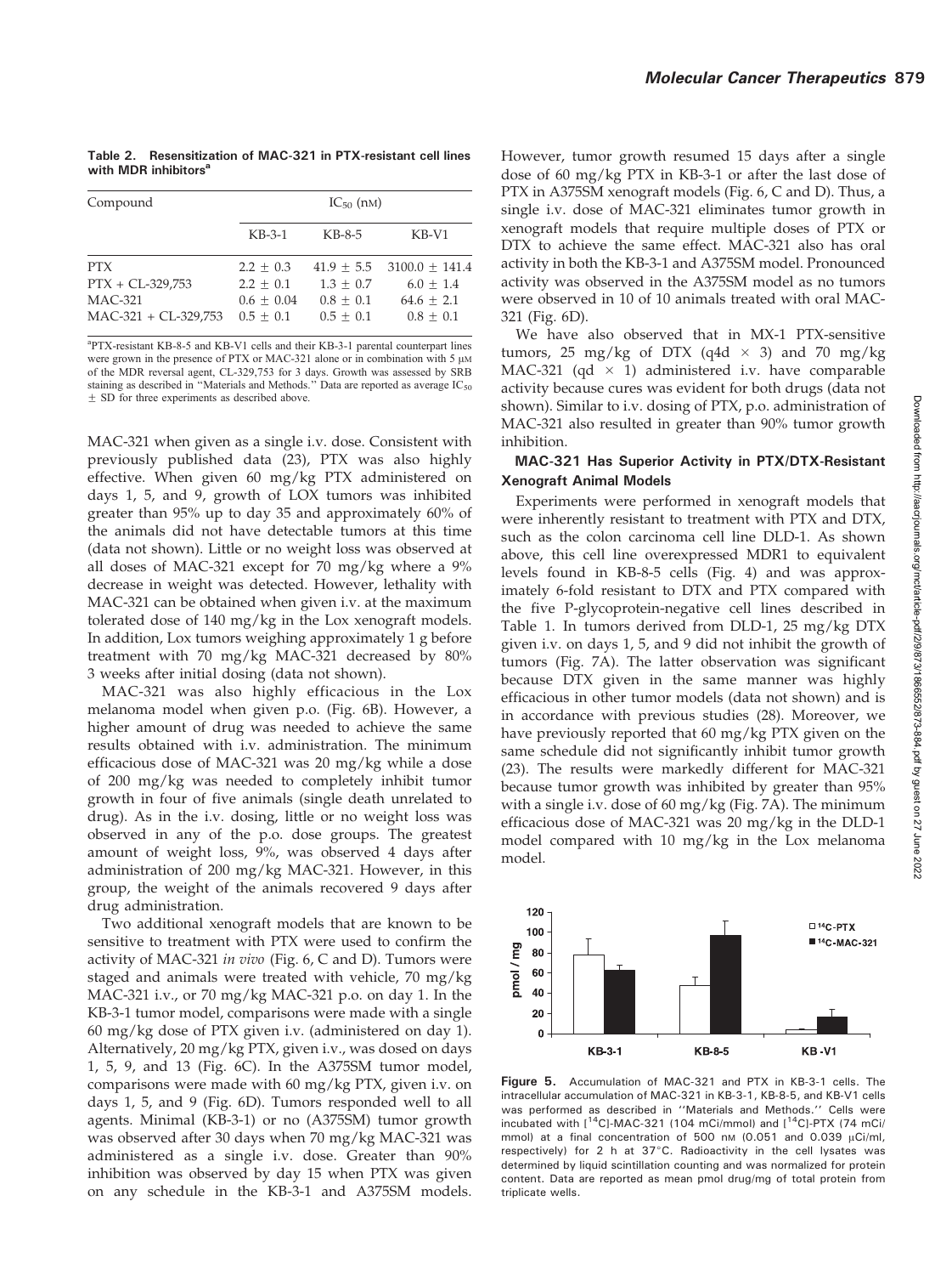**Table 2. Resensitization of MAC-321 in PTX-resistant cell lines with MDR inhibitors[a]**

| Compound | $IC_{50}$ (nM) | | |
|---|---|---|---|
| | KB-3-1 | KB-8-5 | KB-V1 |
| PTX | 2.2 ± 0.3 | 41.9 ± 5.5 | 3100.0 ± 141.4 |
| PTX + CL-329,753 | 2.2 ± 0.1 | 1.3 ± 0.7 | 6.0 ± 1.4 |
| MAC-321 | 0.6 ± 0.04 | 0.8 ± 0.1 | 64.6 ± 2.1 |
| MAC-321 + CL-329,753 | 0.5 ± 0.1 | 0.5 ± 0.1 | 0.8 ± 0.1 |

[a]PTX-resistant KB-8-5 and KB-V1 cells and their KB-3-1 parental counterpart lines were grown in the presence of PTX or MAC-321 alone or in combination with 5 μM of the MDR reversal agent, CL-329,753 for 3 days. Growth was assessed by SRB staining as described in "Materials and Methods." Data are reported as average $IC_{50}$ ± SD for three experiments as described above.

MAC-321 when given as a single i.v. dose. Consistent with previously published data (23), PTX was also highly effective. When given 60 mg/kg PTX administered on days 1, 5, and 9, growth of LOX tumors was inhibited greater than 95% up to day 35 and approximately 60% of the animals did not have detectable tumors at this time (data not shown). Little or no weight loss was observed at all doses of MAC-321 except for 70 mg/kg where a 9% decrease in weight was detected. However, lethality with MAC-321 can be obtained when given i.v. at the maximum tolerated dose of 140 mg/kg in the Lox xenograft models. In addition, Lox tumors weighing approximately 1 g before treatment with 70 mg/kg MAC-321 decreased by 80% 3 weeks after initial dosing (data not shown).

MAC-321 was also highly efficacious in the Lox melanoma model when given p.o. (Fig. 6B). However, a higher amount of drug was needed to achieve the same results obtained with i.v. administration. The minimum efficacious dose of MAC-321 was 20 mg/kg while a dose of 200 mg/kg was needed to completely inhibit tumor growth in four of five animals (single death unrelated to drug). As in the i.v. dosing, little or no weight loss was observed in any of the p.o. dose groups. The greatest amount of weight loss, 9%, was observed 4 days after administration of 200 mg/kg MAC-321. However, in this group, the weight of the animals recovered 9 days after drug administration.

Two additional xenograft models that are known to be sensitive to treatment with PTX were used to confirm the activity of MAC-321 *in vivo* (Fig. 6, C and D). Tumors were staged and animals were treated with vehicle, 70 mg/kg MAC-321 i.v., or 70 mg/kg MAC-321 p.o. on day 1. In the KB-3-1 tumor model, comparisons were made with a single 60 mg/kg dose of PTX given i.v. (administered on day 1). Alternatively, 20 mg/kg PTX, given i.v., was dosed on days 1, 5, 9, and 13 (Fig. 6C). In the A375SM tumor model, comparisons were made with 60 mg/kg PTX, given i.v. on days 1, 5, and 9 (Fig. 6D). Tumors responded well to all agents. Minimal (KB-3-1) or no (A375SM) tumor growth was observed after 30 days when 70 mg/kg MAC-321 was administered as a single i.v. dose. Greater than 90% inhibition was observed by day 15 when PTX was given on any schedule in the KB-3-1 and A375SM models. However, tumor growth resumed 15 days after a single dose of 60 mg/kg PTX in KB-3-1 or after the last dose of PTX in A375SM xenograft models (Fig. 6, C and D). Thus, a single i.v. dose of MAC-321 eliminates tumor growth in xenograft models that require multiple doses of PTX or DTX to achieve the same effect. MAC-321 also has oral activity in both the KB-3-1 and A375SM model. Pronounced activity was observed in the A375SM model as no tumors were observed in 10 of 10 animals treated with oral MAC-321 (Fig. 6D).

We have also observed that in MX-1 PTX-sensitive tumors, 25 mg/kg of DTX (q4d × 3) and 70 mg/kg MAC-321 (qd × 1) administered i.v. have comparable activity because cures was evident for both drugs (data not shown). Similar to i.v. dosing of PTX, p.o. administration of MAC-321 also resulted in greater than 90% tumor growth inhibition.

### MAC-321 Has Superior Activity in PTX/DTX-Resistant Xenograft Animal Models

Experiments were performed in xenograft models that were inherently resistant to treatment with PTX and DTX, such as the colon carcinoma cell line DLD-1. As shown above, this cell line overexpressed MDR1 to equivalent levels found in KB-8-5 cells (Fig. 4) and was approximately 6-fold resistant to DTX and PTX compared with the five P-glycoprotein-negative cell lines described in Table 1. In tumors derived from DLD-1, 25 mg/kg DTX given i.v. on days 1, 5, and 9 did not inhibit the growth of tumors (Fig. 7A). The latter observation was significant because DTX given in the same manner was highly efficacious in other tumor models (data not shown) and is in accordance with previous studies (28). Moreover, we have previously reported that 60 mg/kg PTX given on the same schedule did not significantly inhibit tumor growth (23). The results were markedly different for MAC-321 because tumor growth was inhibited by greater than 95% with a single i.v. dose of 60 mg/kg (Fig. 7A). The minimum efficacious dose of MAC-321 was 20 mg/kg in the DLD-1 model compared with 10 mg/kg in the Lox melanoma model.

**Figure 5.** Accumulation of MAC-321 and PTX in KB-3-1 cells. The intracellular accumulation of MAC-321 in KB-3-1, KB-8-5, and KB-V1 cells was performed as described in "Materials and Methods." Cells were incubated with [$^{14}$C]-MAC-321 (104 mCi/mmol) and [$^{14}$C]-PTX (74 mCi/mmol) at a final concentration of 500 nM (0.051 and 0.039 μCi/ml, respectively) for 2 h at 37°C. Radioactivity in the cell lysates was determined by liquid scintillation counting and was normalized for protein content. Data are reported as mean pmol drug/mg of total protein from triplicate wells.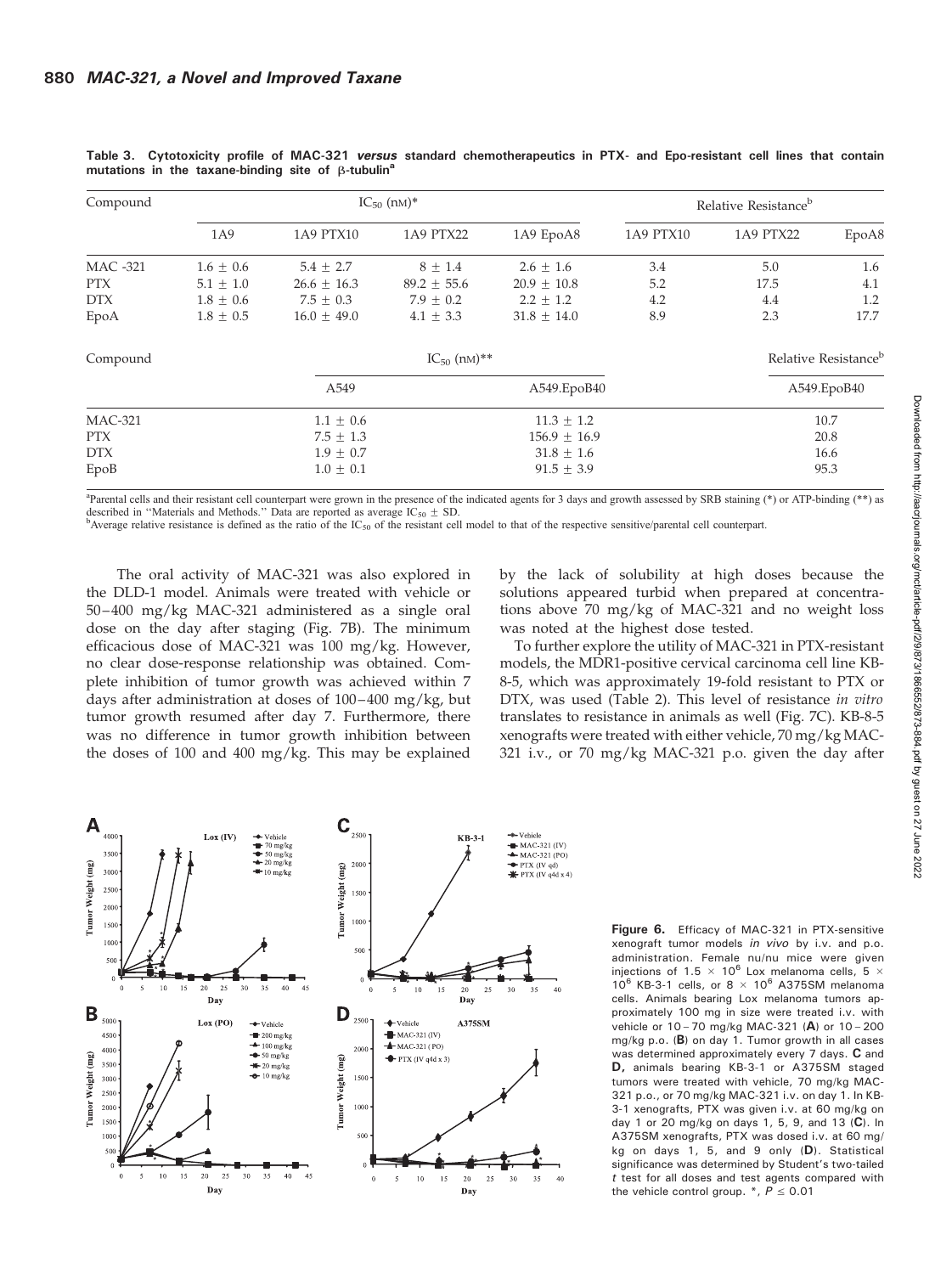**Table 3. Cytotoxicity profile of MAC-321 *versus* standard chemotherapeutics in PTX- and Epo-resistant cell lines that contain mutations in the taxane-binding site of β-tubulin[a]**

| Compound | $IC_{50}$ (nM)* | | | | Relative Resistance[b] | | |
|---|---|---|---|---|---|---|---|
| | 1A9 | 1A9 PTX10 | 1A9 PTX22 | 1A9 EpoA8 | 1A9 PTX10 | 1A9 PTX22 | EpoA8 |
| MAC -321 | 1.6 ± 0.6 | 5.4 ± 2.7 | 8 ± 1.4 | 2.6 ± 1.6 | 3.4 | 5.0 | 1.6 |
| PTX | 5.1 ± 1.0 | 26.6 ± 16.3 | 89.2 ± 55.6 | 20.9 ± 10.8 | 5.2 | 17.5 | 4.1 |
| DTX | 1.8 ± 0.6 | 7.5 ± 0.3 | 7.9 ± 0.2 | 2.2 ± 1.2 | 4.2 | 4.4 | 1.2 |
| EpoA | 1.8 ± 0.5 | 16.0 ± 49.0 | 4.1 ± 3.3 | 31.8 ± 14.0 | 8.9 | 2.3 | 17.7 |

| Compound | $IC_{50}$ (nM)** | | Relative Resistance[b] |
|---|---|---|---|
| | A549 | A549.EpoB40 | A549.EpoB40 |
| MAC-321 | 1.1 ± 0.6 | 11.3 ± 1.2 | 10.7 |
| PTX | 7.5 ± 1.3 | 156.9 ± 16.9 | 20.8 |
| DTX | 1.9 ± 0.7 | 31.8 ± 1.6 | 16.6 |
| EpoB | 1.0 ± 0.1 | 91.5 ± 3.9 | 95.3 |

[a]Parental cells and their resistant cell counterpart were grown in the presence of the indicated agents for 3 days and growth assessed by SRB staining (*) or ATP-binding (**) as described in "Materials and Methods." Data are reported as average $IC_{50}$ ± SD.
[b]Average relative resistance is defined as the ratio of the $IC_{50}$ of the resistant cell model to that of the respective sensitive/parental cell counterpart.

The oral activity of MAC-321 was also explored in the DLD-1 model. Animals were treated with vehicle or 50–400 mg/kg MAC-321 administered as a single oral dose on the day after staging (Fig. 7B). The minimum efficacious dose of MAC-321 was 100 mg/kg. However, no clear dose-response relationship was obtained. Complete inhibition of tumor growth was achieved within 7 days after administration at doses of 100–400 mg/kg, but tumor growth resumed after day 7. Furthermore, there was no difference in tumor growth inhibition between the doses of 100 and 400 mg/kg. This may be explained by the lack of solubility at high doses because the solutions appeared turbid when prepared at concentrations above 70 mg/kg of MAC-321 and no weight loss was noted at the highest dose tested.

To further explore the utility of MAC-321 in PTX-resistant models, the MDR1-positive cervical carcinoma cell line KB-8-5, which was approximately 19-fold resistant to PTX or DTX, was used (Table 2). This level of resistance *in vitro* translates to resistance in animals as well (Fig. 7C). KB-8-5 xenografts were treated with either vehicle, 70 mg/kg MAC-321 i.v., or 70 mg/kg MAC-321 p.o. given the day after

**Figure 6.** Efficacy of MAC-321 in PTX-sensitive xenograft tumor models *in vivo* by i.v. and p.o. administration. Female nu/nu mice were given injections of 1.5 × $10^6$ Lox melanoma cells, 5 × $10^6$ KB-3-1 cells, or 8 × $10^6$ A375SM melanoma cells. Animals bearing Lox melanoma tumors approximately 100 mg in size were treated i.v. with vehicle or 10–70 mg/kg MAC-321 (**A**) or 10–200 mg/kg p.o. (**B**) on day 1. Tumor growth in all cases was determined approximately every 7 days. **C** and **D,** animals bearing KB-3-1 or A375SM staged tumors were treated with vehicle, 70 mg/kg MAC-321 p.o., or 70 mg/kg MAC-321 i.v. on day 1. In KB-3-1 xenografts, PTX was given i.v. at 60 mg/kg on day 1 or 20 mg/kg on days 1, 5, 9, and 13 (**C**). In A375SM xenografts, PTX was dosed i.v. at 60 mg/kg on days 1, 5, and 9 only (**D**). Statistical significance was determined by Student's two-tailed *t* test for all doses and test agents compared with the vehicle control group. *, $P \leq 0.01$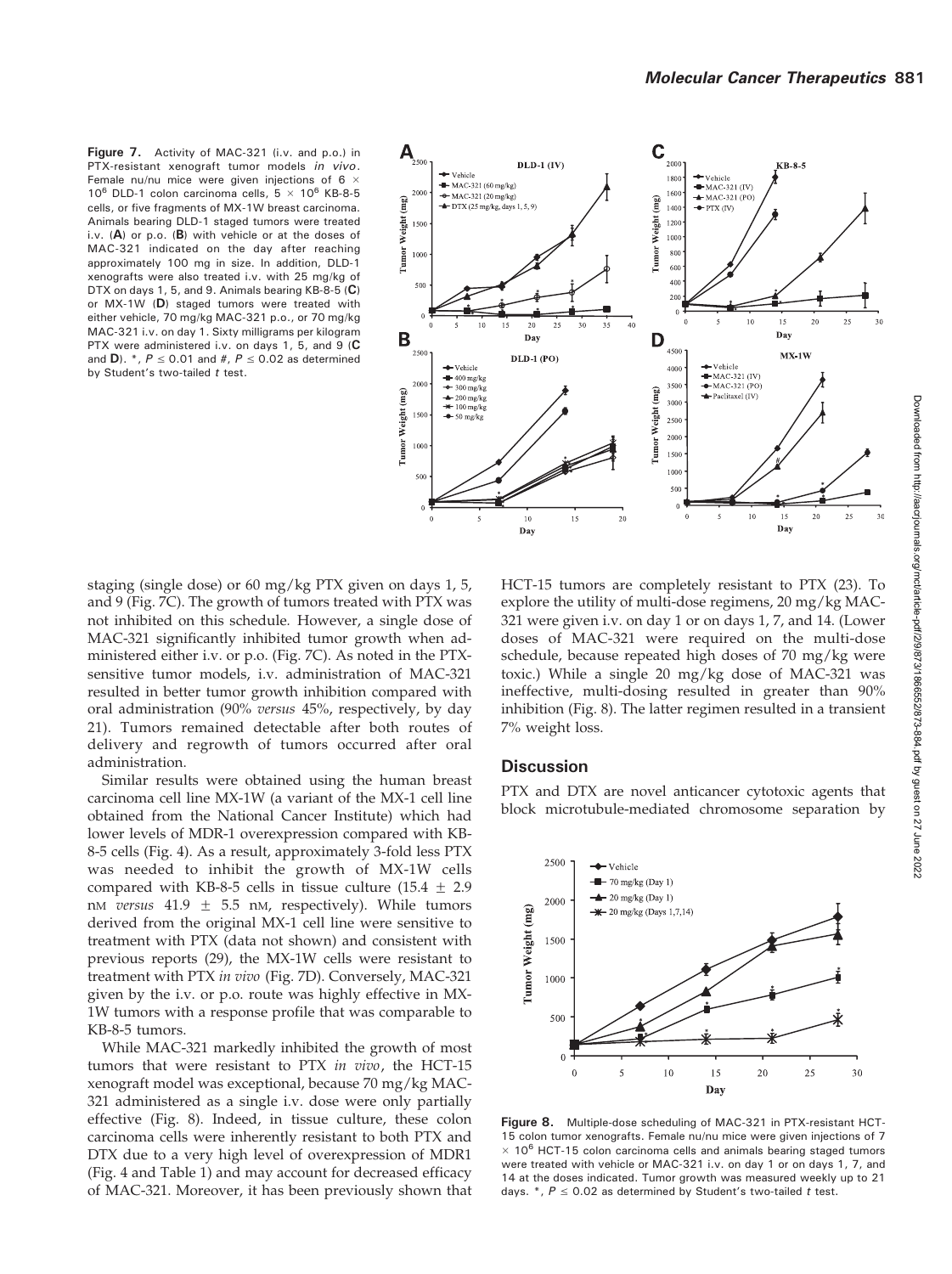**Figure 7.** Activity of MAC-321 (i.v. and p.o.) in PTX-resistant xenograft tumor models *in vivo*. Female nu/nu mice were given injections of $6 \times 10^6$ DLD-1 colon carcinoma cells, $5 \times 10^6$ KB-8-5 cells, or five fragments of MX-1W breast carcinoma. Animals bearing DLD-1 staged tumors were treated i.v. (**A**) or p.o. (**B**) with vehicle or at the doses of MAC-321 indicated on the day after reaching approximately 100 mg in size. In addition, DLD-1 xenografts were also treated i.v. with 25 mg/kg of DTX on days 1, 5, and 9. Animals bearing KB-8-5 (**C**) or MX-1W (**D**) staged tumors were treated with either vehicle, 70 mg/kg MAC-321 p.o., or 70 mg/kg MAC-321 i.v. on day 1. Sixty milligrams per kilogram PTX were administered i.v. on days 1, 5, and 9 (**C** and **D**). *, $P \leq 0.01$ and #, $P \leq 0.02$ as determined by Student's two-tailed *t* test.

staging (single dose) or 60 mg/kg PTX given on days 1, 5, and 9 (Fig. 7C). The growth of tumors treated with PTX was not inhibited on this schedule. However, a single dose of MAC-321 significantly inhibited tumor growth when administered either i.v. or p.o. (Fig. 7C). As noted in the PTX-sensitive tumor models, i.v. administration of MAC-321 resulted in better tumor growth inhibition compared with oral administration (90% *versus* 45%, respectively, by day 21). Tumors remained detectable after both routes of delivery and regrowth of tumors occurred after oral administration.

Similar results were obtained using the human breast carcinoma cell line MX-1W (a variant of the MX-1 cell line obtained from the National Cancer Institute) which had lower levels of MDR-1 overexpression compared with KB-8-5 cells (Fig. 4). As a result, approximately 3-fold less PTX was needed to inhibit the growth of MX-1W cells compared with KB-8-5 cells in tissue culture (15.4 ± 2.9 nM *versus* 41.9 ± 5.5 nM, respectively). While tumors derived from the original MX-1 cell line were sensitive to treatment with PTX (data not shown) and consistent with previous reports (29), the MX-1W cells were resistant to treatment with PTX *in vivo* (Fig. 7D). Conversely, MAC-321 given by the i.v. or p.o. route was highly effective in MX-1W tumors with a response profile that was comparable to KB-8-5 tumors.

While MAC-321 markedly inhibited the growth of most tumors that were resistant to PTX *in vivo*, the HCT-15 xenograft model was exceptional, because 70 mg/kg MAC-321 administered as a single i.v. dose were only partially effective (Fig. 8). Indeed, in tissue culture, these colon carcinoma cells were inherently resistant to both PTX and DTX due to a very high level of overexpression of MDR1 (Fig. 4 and Table 1) and may account for decreased efficacy of MAC-321. Moreover, it has been previously shown that HCT-15 tumors are completely resistant to PTX (23). To explore the utility of multi-dose regimens, 20 mg/kg MAC-321 were given i.v. on day 1 or on days 1, 7, and 14. (Lower doses of MAC-321 were required on the multi-dose schedule, because repeated high doses of 70 mg/kg were toxic.) While a single 20 mg/kg dose of MAC-321 was ineffective, multi-dosing resulted in greater than 90% inhibition (Fig. 8). The latter regimen resulted in a transient 7% weight loss.

## Discussion

PTX and DTX are novel anticancer cytotoxic agents that block microtubule-mediated chromosome separation by

**Figure 8.** Multiple-dose scheduling of MAC-321 in PTX-resistant HCT-15 colon tumor xenografts. Female nu/nu mice were given injections of $7 \times 10^6$ HCT-15 colon carcinoma cells and animals bearing staged tumors were treated with vehicle or MAC-321 i.v. on day 1 or on days 1, 7, and 14 at the doses indicated. Tumor growth was measured weekly up to 21 days. *, $P \leq 0.02$ as determined by Student's two-tailed *t* test.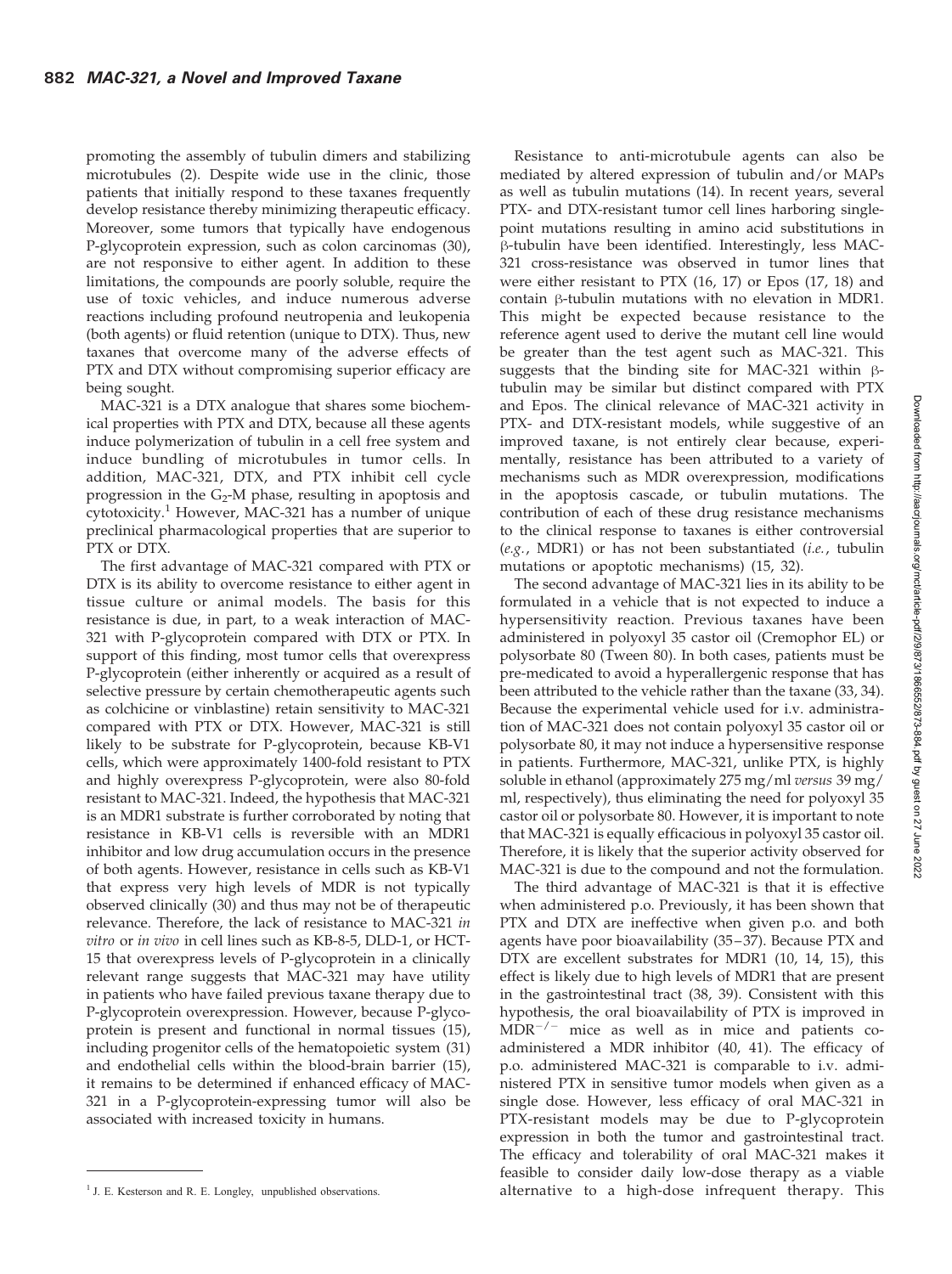promoting the assembly of tubulin dimers and stabilizing microtubules (2). Despite wide use in the clinic, those patients that initially respond to these taxanes frequently develop resistance thereby minimizing therapeutic efficacy. Moreover, some tumors that typically have endogenous P-glycoprotein expression, such as colon carcinomas (30), are not responsive to either agent. In addition to these limitations, the compounds are poorly soluble, require the use of toxic vehicles, and induce numerous adverse reactions including profound neutropenia and leukopenia (both agents) or fluid retention (unique to DTX). Thus, new taxanes that overcome many of the adverse effects of PTX and DTX without compromising superior efficacy are being sought.

MAC-321 is a DTX analogue that shares some biochemical properties with PTX and DTX, because all these agents induce polymerization of tubulin in a cell free system and induce bundling of microtubules in tumor cells. In addition, MAC-321, DTX, and PTX inhibit cell cycle progression in the $G_2$-M phase, resulting in apoptosis and cytotoxicity.[1] However, MAC-321 has a number of unique preclinical pharmacological properties that are superior to PTX or DTX.

The first advantage of MAC-321 compared with PTX or DTX is its ability to overcome resistance to either agent in tissue culture or animal models. The basis for this resistance is due, in part, to a weak interaction of MAC-321 with P-glycoprotein compared with DTX or PTX. In support of this finding, most tumor cells that overexpress P-glycoprotein (either inherently or acquired as a result of selective pressure by certain chemotherapeutic agents such as colchicine or vinblastine) retain sensitivity to MAC-321 compared with PTX or DTX. However, MAC-321 is still likely to be substrate for P-glycoprotein, because KB-V1 cells, which were approximately 1400-fold resistant to PTX and highly overexpress P-glycoprotein, were also 80-fold resistant to MAC-321. Indeed, the hypothesis that MAC-321 is an MDR1 substrate is further corroborated by noting that resistance in KB-V1 cells is reversible with an MDR1 inhibitor and low drug accumulation occurs in the presence of both agents. However, resistance in cells such as KB-V1 that express very high levels of MDR is not typically observed clinically (30) and thus may not be of therapeutic relevance. Therefore, the lack of resistance to MAC-321 *in vitro* or *in vivo* in cell lines such as KB-8-5, DLD-1, or HCT-15 that overexpress levels of P-glycoprotein in a clinically relevant range suggests that MAC-321 may have utility in patients who have failed previous taxane therapy due to P-glycoprotein overexpression. However, because P-glycoprotein is present and functional in normal tissues (15), including progenitor cells of the hematopoietic system (31) and endothelial cells within the blood-brain barrier (15), it remains to be determined if enhanced efficacy of MAC-321 in a P-glycoprotein-expressing tumor will also be associated with increased toxicity in humans.

Resistance to anti-microtubule agents can also be mediated by altered expression of tubulin and/or MAPs as well as tubulin mutations (14). In recent years, several PTX- and DTX-resistant tumor cell lines harboring single-point mutations resulting in amino acid substitutions in β-tubulin have been identified. Interestingly, less MAC-321 cross-resistance was observed in tumor lines that were either resistant to PTX (16, 17) or Epos (17, 18) and contain β-tubulin mutations with no elevation in MDR1. This might be expected because resistance to the reference agent used to derive the mutant cell line would be greater than the test agent such as MAC-321. This suggests that the binding site for MAC-321 within β-tubulin may be similar but distinct compared with PTX and Epos. The clinical relevance of MAC-321 activity in PTX- and DTX-resistant models, while suggestive of an improved taxane, is not entirely clear because, experimentally, resistance has been attributed to a variety of mechanisms such as MDR overexpression, modifications in the apoptosis cascade, or tubulin mutations. The contribution of each of these drug resistance mechanisms to the clinical response to taxanes is either controversial (*e.g.*, MDR1) or has not been substantiated (*i.e.*, tubulin mutations or apoptotic mechanisms) (15, 32).

The second advantage of MAC-321 lies in its ability to be formulated in a vehicle that is not expected to induce a hypersensitivity reaction. Previous taxanes have been administered in polyoxyl 35 castor oil (Cremophor EL) or polysorbate 80 (Tween 80). In both cases, patients must be pre-medicated to avoid a hyperallergenic response that has been attributed to the vehicle rather than the taxane (33, 34). Because the experimental vehicle used for i.v. administration of MAC-321 does not contain polyoxyl 35 castor oil or polysorbate 80, it may not induce a hypersensitive response in patients. Furthermore, MAC-321, unlike PTX, is highly soluble in ethanol (approximately 275 mg/ml *versus* 39 mg/ml, respectively), thus eliminating the need for polyoxyl 35 castor oil or polysorbate 80. However, it is important to note that MAC-321 is equally efficacious in polyoxyl 35 castor oil. Therefore, it is likely that the superior activity observed for MAC-321 is due to the compound and not the formulation.

The third advantage of MAC-321 is that it is effective when administered p.o. Previously, it has been shown that PTX and DTX are ineffective when given p.o. and both agents have poor bioavailability (35–37). Because PTX and DTX are excellent substrates for MDR1 (10, 14, 15), this effect is likely due to high levels of MDR1 that are present in the gastrointestinal tract (38, 39). Consistent with this hypothesis, the oral bioavailability of PTX is improved in $MDR^{-/-}$ mice as well as in mice and patients co-administered a MDR inhibitor (40, 41). The efficacy of p.o. administered MAC-321 is comparable to i.v. administered PTX in sensitive tumor models when given as a single dose. However, less efficacy of oral MAC-321 in PTX-resistant models may be due to P-glycoprotein expression in both the tumor and gastrointestinal tract. The efficacy and tolerability of oral MAC-321 makes it feasible to consider daily low-dose therapy as a viable alternative to a high-dose infrequent therapy. This

[1] J. E. Kesterson and R. E. Longley, unpublished observations.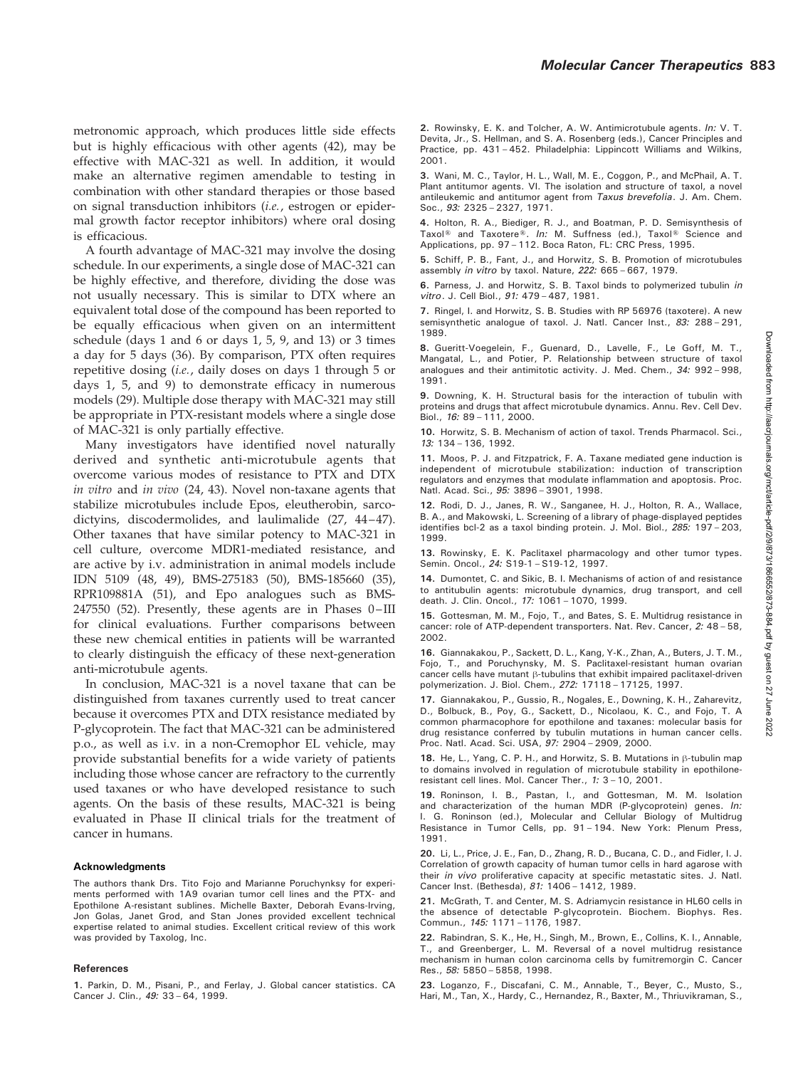metronomic approach, which produces little side effects but is highly efficacious with other agents (42), may be effective with MAC-321 as well. In addition, it would make an alternative regimen amendable to testing in combination with other standard therapies or those based on signal transduction inhibitors (*i.e.*, estrogen or epidermal growth factor receptor inhibitors) where oral dosing is efficacious.

A fourth advantage of MAC-321 may involve the dosing schedule. In our experiments, a single dose of MAC-321 can be highly effective, and therefore, dividing the dose was not usually necessary. This is similar to DTX where an equivalent total dose of the compound has been reported to be equally efficacious when given on an intermittent schedule (days 1 and 6 or days 1, 5, 9, and 13) or 3 times a day for 5 days (36). By comparison, PTX often requires repetitive dosing (*i.e.*, daily doses on days 1 through 5 or days 1, 5, and 9) to demonstrate efficacy in numerous models (29). Multiple dose therapy with MAC-321 may still be appropriate in PTX-resistant models where a single dose of MAC-321 is only partially effective.

Many investigators have identified novel naturally derived and synthetic anti-microtubule agents that overcome various modes of resistance to PTX and DTX *in vitro* and *in vivo* (24, 43). Novel non-taxane agents that stabilize microtubules include Epos, eleutherobin, sarcodictyins, discodermolides, and laulimalide (27, 44–47). Other taxanes that have similar potency to MAC-321 in cell culture, overcome MDR1-mediated resistance, and are active by i.v. administration in animal models include IDN 5109 (48, 49), BMS-275183 (50), BMS-185660 (35), RPR109881A (51), and Epo analogues such as BMS-247550 (52). Presently, these agents are in Phases 0–III for clinical evaluations. Further comparisons between these new chemical entities in patients will be warranted to clearly distinguish the efficacy of these next-generation anti-microtubule agents.

In conclusion, MAC-321 is a novel taxane that can be distinguished from taxanes currently used to treat cancer because it overcomes PTX and DTX resistance mediated by P-glycoprotein. The fact that MAC-321 can be administered p.o., as well as i.v. in a non-Cremophor EL vehicle, may provide substantial benefits for a wide variety of patients including those whose cancer are refractory to the currently used taxanes or who have developed resistance to such agents. On the basis of these results, MAC-321 is being evaluated in Phase II clinical trials for the treatment of cancer in humans.

#### Acknowledgments

The authors thank Drs. Tito Fojo and Marianne Poruchynksy for experiments performed with 1A9 ovarian tumor cell lines and the PTX- and Epothilone A-resistant sublines. Michelle Baxter, Deborah Evans-Irving, Jon Golas, Janet Grod, and Stan Jones provided excellent technical expertise related to animal studies. Excellent critical review of this work was provided by Taxolog, Inc.

#### References

1. Parkin, D. M., Pisani, P., and Ferlay, J. Global cancer statistics. CA Cancer J. Clin., *49:* 33–64, 1999.

2. Rowinsky, E. K. and Tolcher, A. W. Antimicrotubule agents. *In:* V. T. Devita, Jr., S. Hellman, and S. A. Rosenberg (eds.), Cancer Principles and Practice, pp. 431–452. Philadelphia: Lippincott Williams and Wilkins, 2001.

3. Wani, M. C., Taylor, H. L., Wall, M. E., Coggon, P., and McPhail, A. T. Plant antitumor agents. VI. The isolation and structure of taxol, a novel antileukemic and antitumor agent from *Taxus brevefolia*. J. Am. Chem. Soc., *93:* 2325–2327, 1971.

4. Holton, R. A., Biediger, R. J., and Boatman, P. D. Semisynthesis of Taxol® and Taxotere®. *In:* M. Suffness (ed.), Taxol® Science and Applications, pp. 97–112. Boca Raton, FL: CRC Press, 1995.

5. Schiff, P. B., Fant, J., and Horwitz, S. B. Promotion of microtubules assembly *in vitro* by taxol. Nature, *222:* 665–667, 1979.

6. Parness, J. and Horwitz, S. B. Taxol binds to polymerized tubulin *in vitro*. J. Cell Biol., *91:* 479–487, 1981.

7. Ringel, I. and Horwitz, S. B. Studies with RP 56976 (taxotere). A new semisynthetic analogue of taxol. J. Natl. Cancer Inst., *83:* 288–291, 1989.

8. Gueritt-Voegelein, F., Guenard, D., Lavelle, F., Le Goff, M. T., Mangatal, L., and Potier, P. Relationship between structure of taxol analogues and their antimitotic activity. J. Med. Chem., *34:* 992–998, 1991.

9. Downing, K. H. Structural basis for the interaction of tubulin with proteins and drugs that affect microtubule dynamics. Annu. Rev. Cell Dev. Biol., *16:* 89–111, 2000.

10. Horwitz, S. B. Mechanism of action of taxol. Trends Pharmacol. Sci., *13:* 134–136, 1992.

11. Moos, P. J. and Fitzpatrick, F. A. Taxane mediated gene induction is independent of microtubule stabilization: induction of transcription regulators and enzymes that modulate inflammation and apoptosis. Proc. Natl. Acad. Sci., *95:* 3896–3901, 1998.

12. Rodi, D. J., Janes, R. W., Sanganee, H. J., Holton, R. A., Wallace, B. A., and Makowski, L. Screening of a library of phage-displayed peptides identifies bcl-2 as a taxol binding protein. J. Mol. Biol., *285:* 197–203, 1999.

13. Rowinsky, E. K. Paclitaxel pharmacology and other tumor types. Semin. Oncol., *24:* S19-1–S19-12, 1997.

14. Dumontet, C. and Sikic, B. I. Mechanisms of action of and resistance to antitubulin agents: microtubule dynamics, drug transport, and cell death. J. Clin. Oncol., *17:* 1061–1070, 1999.

15. Gottesman, M. M., Fojo, T., and Bates, S. E. Multidrug resistance in cancer: role of ATP-dependent transporters. Nat. Rev. Cancer, *2:* 48–58, 2002.

16. Giannakakou, P., Sackett, D. L., Kang, Y-K., Zhan, A., Buters, J. T. M., Fojo, T., and Poruchynsky, M. S. Paclitaxel-resistant human ovarian cancer cells have mutant β-tubulins that exhibit impaired paclitaxel-driven polymerization. J. Biol. Chem., *272:* 17118–17125, 1997.

17. Giannakakou, P., Gussio, R., Nogales, E., Downing, K. H., Zaharevitz, D., Bolbuck, B., Poy, G., Sackett, D., Nicolaou, K. C., and Fojo, T. A common pharmacophore for epothilone and taxanes: molecular basis for drug resistance conferred by tubulin mutations in human cancer cells. Proc. Natl. Acad. Sci. USA, *97:* 2904–2909, 2000.

18. He, L., Yang, C. P. H., and Horwitz, S. B. Mutations in β-tubulin map to domains involved in regulation of microtubule stability in epothilone-resistant cell lines. Mol. Cancer Ther., *1:* 3–10, 2001.

19. Roninson, I. B., Pastan, I., and Gottesman, M. M. Isolation and characterization of the human MDR (P-glycoprotein) genes. *In:* I. G. Roninson (ed.), Molecular and Cellular Biology of Multidrug Resistance in Tumor Cells, pp. 91–194. New York: Plenum Press, 1991.

20. Li, L., Price, J. E., Fan, D., Zhang, R. D., Bucana, C. D., and Fidler, I. J. Correlation of growth capacity of human tumor cells in hard agarose with their *in vivo* proliferative capacity at specific metastatic sites. J. Natl. Cancer Inst. (Bethesda), *81:* 1406–1412, 1989.

21. McGrath, T. and Center, M. S. Adriamycin resistance in HL60 cells in the absence of detectable P-glycoprotein. Biochem. Biophys. Res. Commun., *145:* 1171–1176, 1987.

22. Rabindran, S. K., He, H., Singh, M., Brown, E., Collins, K. I., Annable, T., and Greenberger, L. M. Reversal of a novel multidrug resistance mechanism in human colon carcinoma cells by fumitremorgin C. Cancer Res., *58:* 5850–5858, 1998.

23. Loganzo, F., Discafani, C. M., Annable, T., Beyer, C., Musto, S., Hari, M., Tan, X., Hardy, C., Hernandez, R., Baxter, M., Thriuvikraman, S.,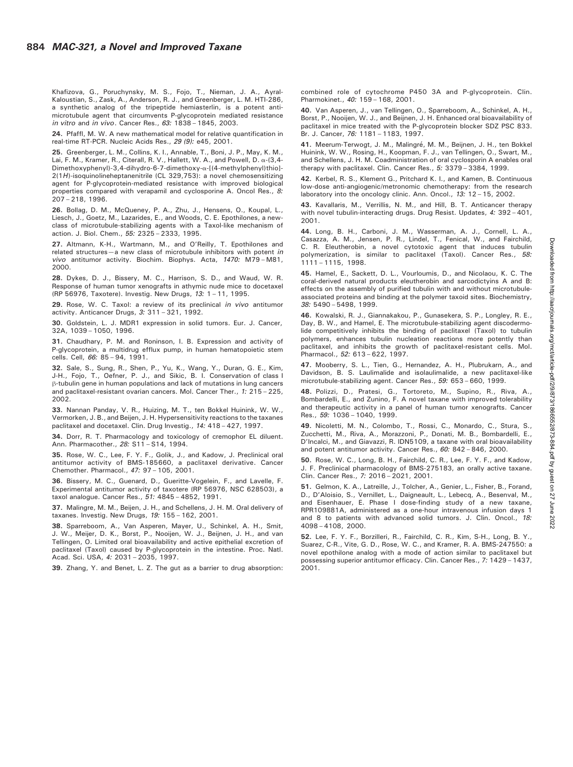Khafizova, G., Poruchynsky, M. S., Fojo, T., Nieman, J. A., Ayral-Kaloustian, S., Zask, A., Anderson, R. J., and Greenberger, L. M. HTI-286, a synthetic analog of the tripeptide hemiasterlin, is a potent antimicrotubule agent that circumvents P-glycoprotein mediated resistance *in vitro* and *in vivo*. Cancer Res., *63:* 1838 – 1845, 2003.

**24.** Pfaffl, M. W. A new mathematical model for relative quantification in real-time RT-PCR. Nucleic Acids Res., *29 (9):* e45, 2001.

**25.** Greenberger, L. M., Collins, K. I., Annable, T., Boni, J. P., May, K. M., Lai, F. M., Kramer, R., Citerall, R. V., Hallett, W. A., and Powell, D. α-(3,4-Dimethoxyphenyl)-3,4-dihydro-6-7-dimethoxy-α-[(4-methylphenyl)thio]-2(1*H*)-isoquinolineheptanenitrile (CL 329,753): a novel chemosensitizing agent for P-glycoprotein-mediated resistance with improved biological properties compared with verapamil and cyclosporine A. Oncol Res., *8:* 207 – 218, 1996.

**26.** Bollag, D. M., McQueney, P. A., Zhu, J., Hensens, O., Koupal, L., Liesch, J., Goetz, M., Lazarides, E., and Woods, C. E. Epothilones, a new-class of microtubule-stabilizing agents with a Taxol-like mechanism of action. J. Biol. Chem., *55:* 2325 – 2333, 1995.

**27.** Altmann, K-H., Wartmann, M., and O'Reilly, T. Epothilones and related structures—a new class of microtubule inhibitors with potent *in vivo* antitumor activity. Biochim. Biophys. Acta, *1470:* M79 – M81, 2000.

**28.** Dykes, D. J., Bissery, M. C., Harrison, S. D., and Waud, W. R. Response of human tumor xenografts in athymic nude mice to docetaxel (RP 56976, Taxotere). Investig. New Drugs, *13:* 1 – 11, 1995.

**29.** Rose, W. C. Taxol: a review of its preclinical *in vivo* antitumor activity. Anticancer Drugs, *3:* 311 – 321, 1992.

**30.** Goldstein, L. J. MDR1 expression in solid tumors. Eur. J. Cancer, 32A, 1039 – 1050, 1996.

**31.** Chaudhary, P. M. and Roninson, I. B. Expression and activity of P-glycoprotein, a multidrug efflux pump, in human hematopoietic stem cells. Cell, *66:* 85 – 94, 1991.

**32.** Sale, S., Sung, R., Shen, P., Yu, K., Wang, Y., Duran, G. E., Kim, J-H., Fojo, T., Oefner, P. J., and Sikic, B. I. Conservation of class I β-tubulin gene in human populations and lack of mutations in lung cancers and paclitaxel-resistant ovarian cancers. Mol. Cancer Ther., *1:* 215 – 225, 2002.

**33.** Nannan Panday, V. R., Huizing, M. T., ten Bokkel Huinink, W. W., Vermorken, J. B., and Beijen, J. H. Hypersensitivity reactions to the taxanes paclitaxel and docetaxel. Clin. Drug Investig., *14:* 418 – 427, 1997.

**34.** Dorr, R. T. Pharmacology and toxicology of cremophor EL diluent. Ann. Pharmacother., *28:* S11 – S14, 1994.

**35.** Rose, W. C., Lee, F. Y. F., Golik, J., and Kadow, J. Preclinical oral antitumor activity of BMS-185660, a paclitaxel derivative. Cancer Chemother. Pharmacol., *47:* 97 – 105, 2001.

**36.** Bissery, M. C., Guenard, D., Gueritte-Vogelein, F., and Lavelle, F. Experimental antitumor activity of taxotere (RP 56976, NSC 628503), a taxol analogue. Cancer Res., *51:* 4845 – 4852, 1991.

**37.** Malingre, M. M., Beijen, J. H., and Schellens, J. H. M. Oral delivery of taxanes. Investig. New Drugs, *19:* 155 – 162, 2001.

**38.** Sparreboom, A., Van Asperen, Mayer, U., Schinkel, A. H., Smit, J. W., Meijer, D. K., Borst, P., Nooijen, W. J., Beijnen, J. H., and van Tellingen, O. Limited oral bioavailability and active epithelial excretion of paclitaxel (Taxol) caused by P-glycoprotein in the intestine. Proc. Natl. Acad. Sci. USA, *4:* 2031 – 2035, 1997.

**39.** Zhang, Y. and Benet, L. Z. The gut as a barrier to drug absorption: combined role of cytochrome P450 3A and P-glycoprotein. Clin. Pharmokinet., *40:* 159 – 168, 2001.

**40.** Van Asperen, J., van Tellingen, O., Sparreboom, A., Schinkel, A. H., Borst, P., Nooijen, W. J., and Beijnen, J. H. Enhanced oral bioavailability of paclitaxel in mice treated with the P-glycoprotein blocker SDZ PSC 833. Br. J. Cancer, *76:* 1181 – 1183, 1997.

**41.** Meerum-Terwogt, J. M., Malingré, M. M., Beijnen, J. H., ten Bokkel Huinink, W. W., Rosing, H., Koopman, F. J., van Tellingen, O., Swart, M., and Schellens, J. H. M. Coadministration of oral cyclosporin A enables oral therapy with paclitaxel. Clin. Cancer Res., *5:* 3379 – 3384, 1999.

**42.** Kerbel, R. S., Klement G., Pritchard K. I., and Kamen, B. Continuous low-dose anti-angiogenic/metronomic chemotherapy: from the research laboratory into the oncology clinic. Ann. Oncol., *13:* 12 – 15, 2002.

**43.** Kavallaris, M., Verrillis, N. M., and Hill, B. T. Anticancer therapy with novel tubulin-interacting drugs. Drug Resist. Updates, *4:* 392 – 401, 2001.

**44.** Long, B. H., Carboni, J. M., Wasserman, A. J., Cornell, L. A., Casazza, A. M., Jensen, P. R., Lindel, T., Fenical, W., and Fairchild, C. R. Eleutherobin, a novel cytotoxic agent that induces tubulin polymerization, is similar to paclitaxel (Taxol). Cancer Res., *58:* 1111 – 1115, 1998.

**45.** Hamel, E., Sackett, D. L., Vourloumis, D., and Nicolaou, K. C. The coral-derived natural products eleutherobin and sarcodictyins A and B: effects on the assembly of purified tubulin with and without microtubule-associated proteins and binding at the polymer taxoid sites. Biochemistry, *38:* 5490 – 5498, 1999.

**46.** Kowalski, R. J., Giannakakou, P., Gunasekera, S. P., Longley, R. E., Day, B. W., and Hamel, E. The microtubule-stabilizing agent discodermolide competitively inhibits the binding of paclitaxel (Taxol) to tubulin polymers, enhances tubulin nucleation reactions more potently than paclitaxel, and inhibits the growth of paclitaxel-resistant cells. Mol. Pharmacol., *52:* 613 – 622, 1997.

**47.** Mooberry, S. L., Tien, G., Hernandez, A. H., Plubrukarn, A., and Davidson, B. S. Laulimalide and isolaulimalide, a new paclitaxel-like microtubule-stabilizing agent. Cancer Res., *59:* 653 – 660, 1999.

**48.** Polizzi, D., Pratesi, G., Tortoreto, M., Supino, R., Riva, A., Bombardelli, E., and Zunino, F. A novel taxane with improved tolerability and therapeutic activity in a panel of human tumor xenografts. Cancer Res., *59:* 1036 – 1040, 1999.

**49.** Nicoletti, M. N., Colombo, T., Rossi, C., Monardo, C., Stura, S., Zucchetti, M., Riva, A., Morazzoni, P., Donati, M. B., Bombardelli, E., D'Incalci, M., and Giavazzi, R. IDN5109, a taxane with oral bioavailability and potent antitumor activity. Cancer Res., *60:* 842 – 846, 2000.

**50.** Rose, W. C., Long, B. H., Fairchild, C. R., Lee, F. Y. F., and Kadow, J. F. Preclinical pharmacology of BMS-275183, an orally active taxane. Clin. Cancer Res., *7:* 2016 – 2021, 2001.

**51.** Gelmon, K. A., Latreille, J., Tolcher, A., Genier, L., Fisher, B., Forand, D., D'Aloisio, S., Vernillet, L., Daigneault, L., Lebecq, A., Besenval, M., and Eisenhauer, E. Phase I dose-finding study of a new taxane, RPR109881A, administered as a one-hour intravenous infusion days 1 and 8 to patients with advanced solid tumors. J. Clin. Oncol., *18:* 4098 – 4108, 2000.

**52.** Lee, F. Y. F., Borzilleri, R., Fairchild, C. R., Kim, S-H., Long, B. Y., Suarez, C-R., Vite, G. D., Rose, W. C., and Kramer, R. A. BMS-247550: a novel epothilone analog with a mode of action similar to paclitaxel but possessing superior antitumor efficacy. Clin. Cancer Res., *7:* 1429 – 1437, 2001.